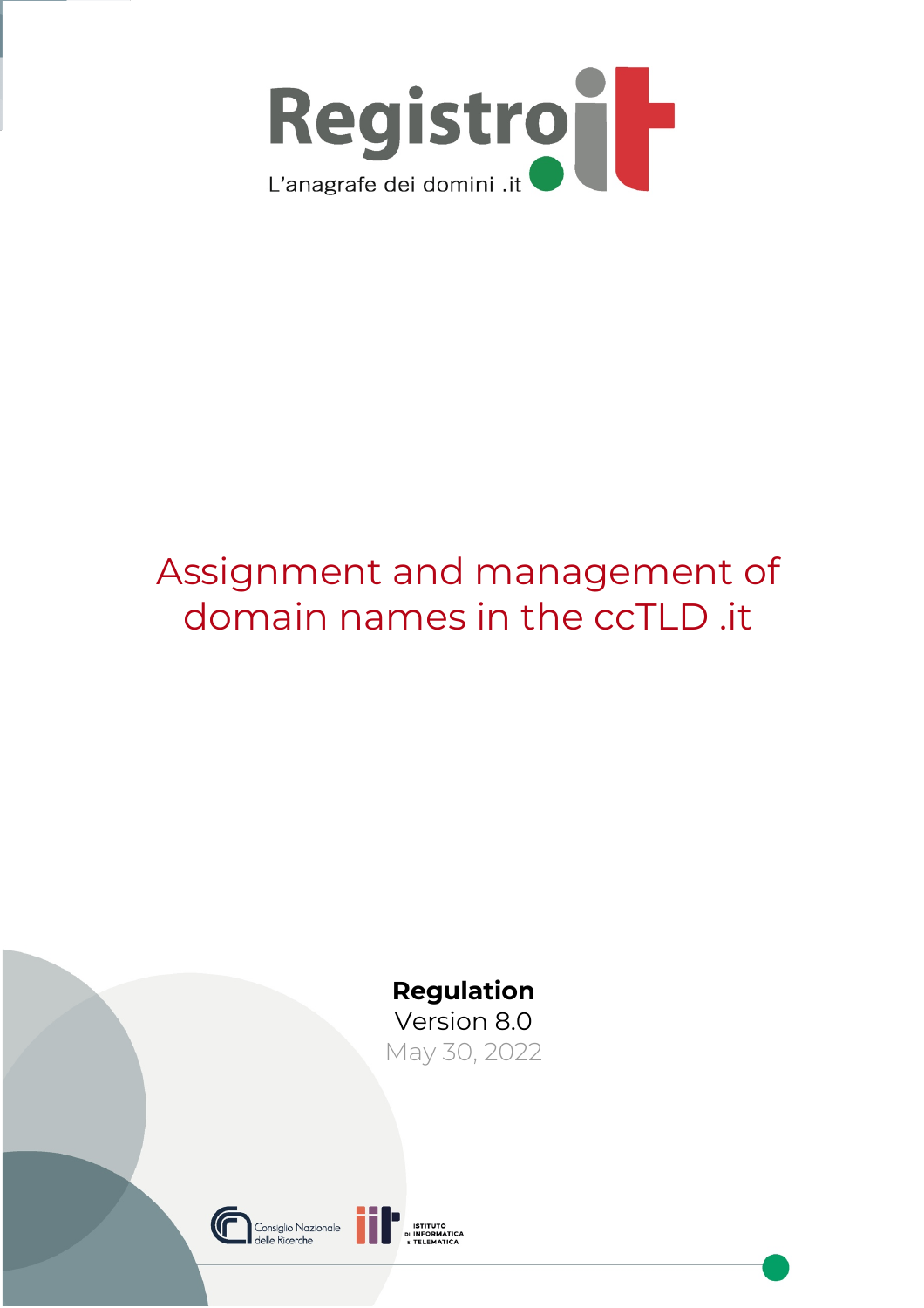Registro.it

L'anagrafe dei domini .it

# Assignment and management of domain names in the ccTLD .it

**Regulation**

Version 8.0

May 30, 2022

Consiglio Nazionale delle Ricerche

Istituto di Informatica e Telematica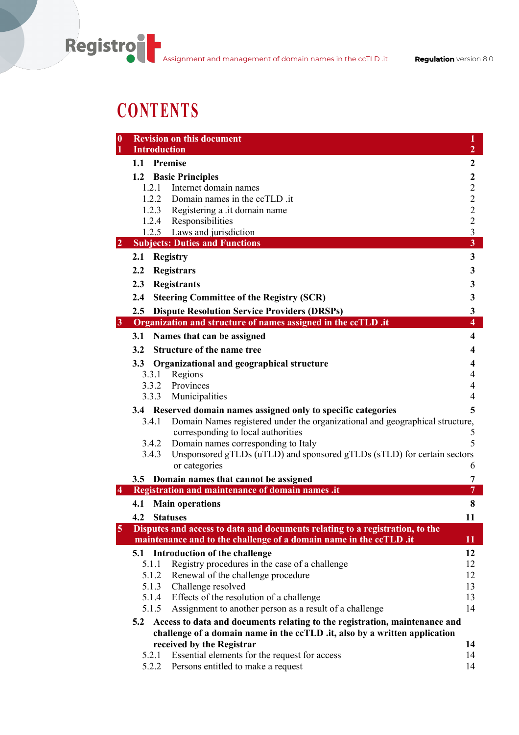# CONTENTS

| | | |
|---|---|---|
| **0** | **Revision on this document** | **1** |
| **1** | **Introduction** | **2** |
| **1.1** | **Premise** | **2** |
| **1.2** | **Basic Principles** | **2** |
| 1.2.1 | Internet domain names | 2 |
| 1.2.2 | Domain names in the ccTLD .it | 2 |
| 1.2.3 | Registering a .it domain name | 2 |
| 1.2.4 | Responsibilities | 2 |
| 1.2.5 | Laws and jurisdiction | 3 |
| **2** | **Subjects: Duties and Functions** | **3** |
| **2.1** | **Registry** | **3** |
| **2.2** | **Registrars** | **3** |
| **2.3** | **Registrants** | **3** |
| **2.4** | **Steering Committee of the Registry (SCR)** | **3** |
| **2.5** | **Dispute Resolution Service Providers (DRSPs)** | **3** |
| **3** | **Organization and structure of names assigned in the ccTLD .it** | **4** |
| **3.1** | **Names that can be assigned** | **4** |
| **3.2** | **Structure of the name tree** | **4** |
| **3.3** | **Organizational and geographical structure** | **4** |
| 3.3.1 | Regions | 4 |
| 3.3.2 | Provinces | 4 |
| 3.3.3 | Municipalities | 4 |
| **3.4** | **Reserved domain names assigned only to specific categories** | **5** |
| 3.4.1 | Domain Names registered under the organizational and geographical structure, corresponding to local authorities | 5 |
| 3.4.2 | Domain names corresponding to Italy | 5 |
| 3.4.3 | Unsponsored gTLDs (uTLD) and sponsored gTLDs (sTLD) for certain sectors or categories | 6 |
| **3.5** | **Domain names that cannot be assigned** | **7** |
| **4** | **Registration and maintenance of domain names .it** | **7** |
| **4.1** | **Main operations** | **8** |
| **4.2** | **Statuses** | **11** |
| **5** | **Disputes and access to data and documents relating to a registration, to the maintenance and to the challenge of a domain name in the ccTLD .it** | **11** |
| **5.1** | **Introduction of the challenge** | **12** |
| 5.1.1 | Registry procedures in the case of a challenge | 12 |
| 5.1.2 | Renewal of the challenge procedure | 12 |
| 5.1.3 | Challenge resolved | 13 |
| 5.1.4 | Effects of the resolution of a challenge | 13 |
| 5.1.5 | Assignment to another person as a result of a challenge | 14 |
| **5.2** | **Access to data and documents relating to the registration, maintenance and challenge of a domain name in the ccTLD .it, also by a written application received by the Registrar** | **14** |
| 5.2.1 | Essential elements for the request for access | 14 |
| 5.2.2 | Persons entitled to make a request | 14 |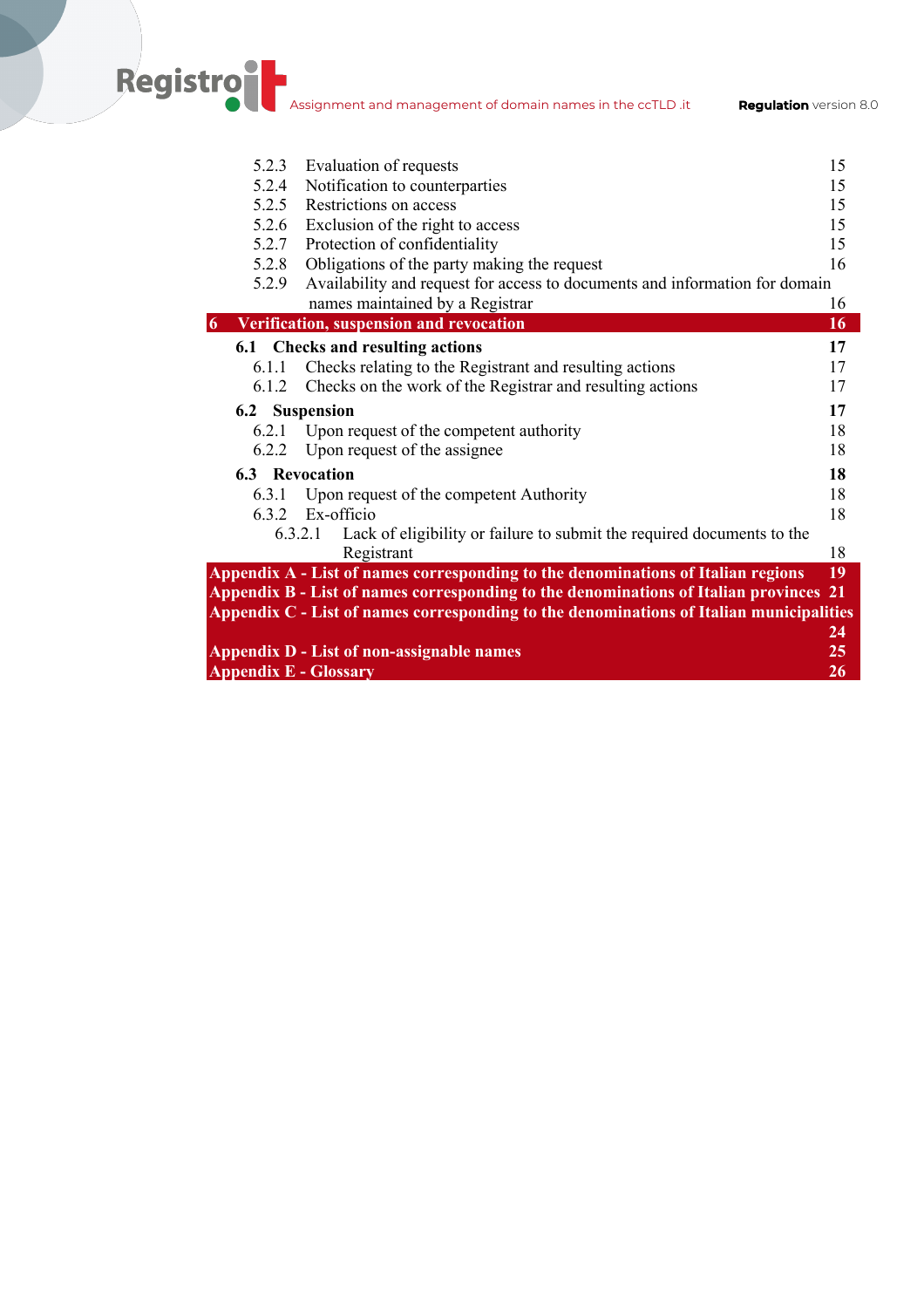5.2.3 Evaluation of requests 15
5.2.4 Notification to counterparties 15
5.2.5 Restrictions on access 15
5.2.6 Exclusion of the right to access 15
5.2.7 Protection of confidentiality 15
5.2.8 Obligations of the party making the request 16
5.2.9 Availability and request for access to documents and information for domain names maintained by a Registrar 16

**6 Verification, suspension and revocation 16**

**6.1 Checks and resulting actions 17**

6.1.1 Checks relating to the Registrant and resulting actions 17
6.1.2 Checks on the work of the Registrar and resulting actions 17

**6.2 Suspension 17**

6.2.1 Upon request of the competent authority 18
6.2.2 Upon request of the assignee 18

**6.3 Revocation 18**

6.3.1 Upon request of the competent Authority 18
6.3.2 Ex-officio 18
6.3.2.1 Lack of eligibility or failure to submit the required documents to the Registrant 18

**Appendix A - List of names corresponding to the denominations of Italian regions 19**

**Appendix B - List of names corresponding to the denominations of Italian provinces 21**

**Appendix C - List of names corresponding to the denominations of Italian municipalities 24**

**Appendix D - List of non-assignable names 25**

**Appendix E - Glossary 26**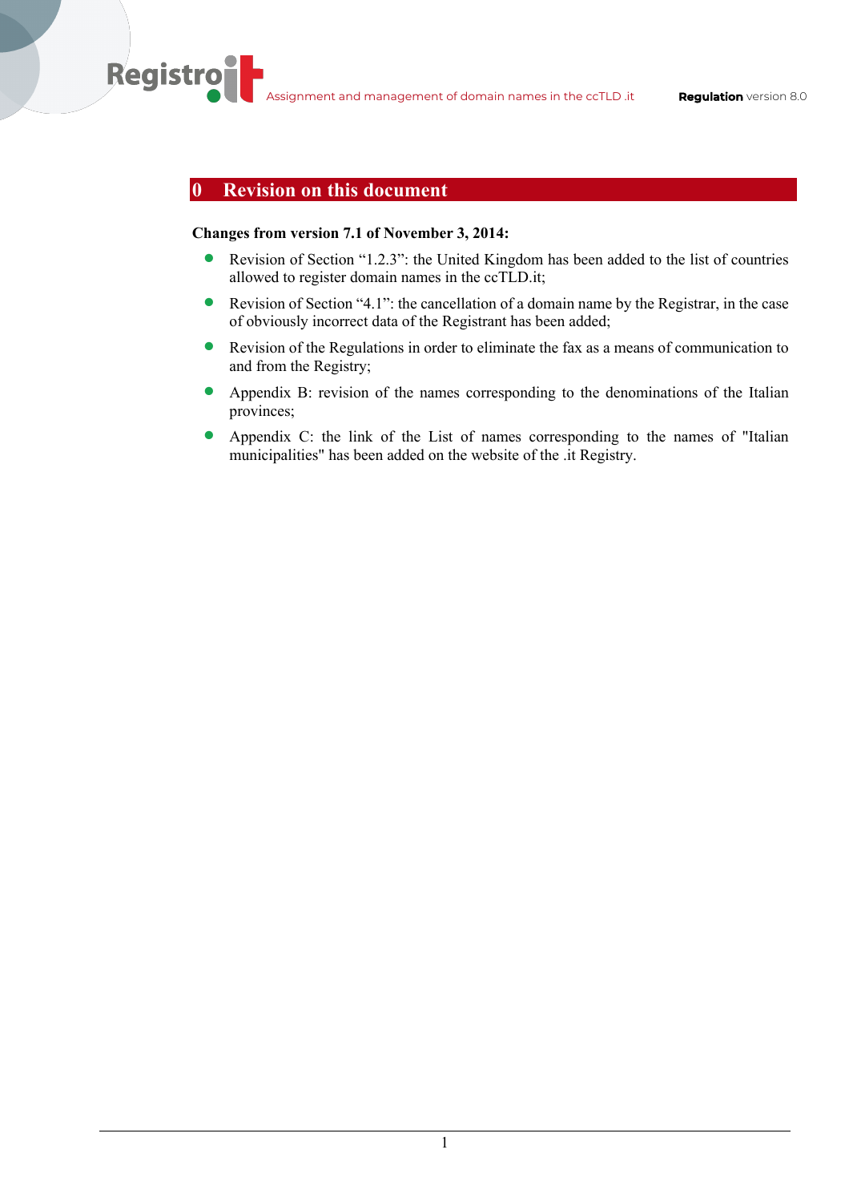# 0 Revision on this document

**Changes from version 7.1 of November 3, 2014:**

- Revision of Section “1.2.3”: the United Kingdom has been added to the list of countries allowed to register domain names in the ccTLD.it;
- Revision of Section “4.1”: the cancellation of a domain name by the Registrar, in the case of obviously incorrect data of the Registrant has been added;
- Revision of the Regulations in order to eliminate the fax as a means of communication to and from the Registry;
- Appendix B: revision of the names corresponding to the denominations of the Italian provinces;
- Appendix C: the link of the List of names corresponding to the names of "Italian municipalities" has been added on the website of the .it Registry.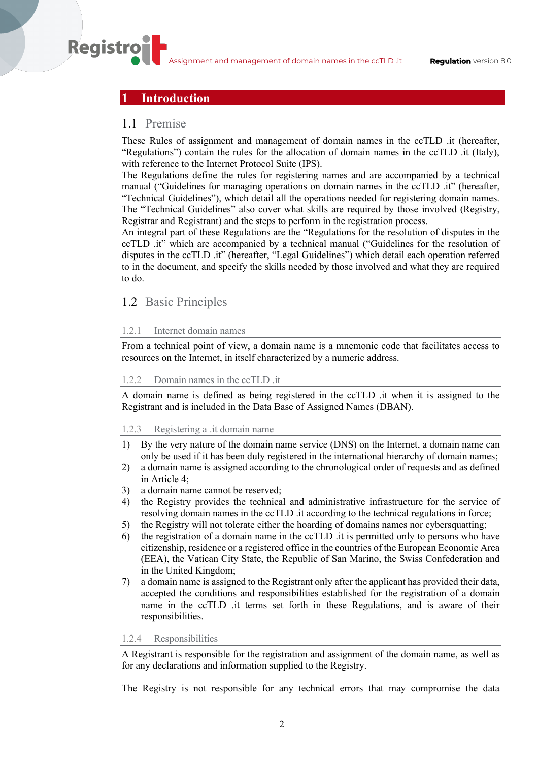# 1 Introduction

## 1.1 Premise

These Rules of assignment and management of domain names in the ccTLD .it (hereafter, "Regulations") contain the rules for the allocation of domain names in the ccTLD .it (Italy), with reference to the Internet Protocol Suite (IPS).

The Regulations define the rules for registering names and are accompanied by a technical manual ("Guidelines for managing operations on domain names in the ccTLD .it" (hereafter, "Technical Guidelines"), which detail all the operations needed for registering domain names. The "Technical Guidelines" also cover what skills are required by those involved (Registry, Registrar and Registrant) and the steps to perform in the registration process.

An integral part of these Regulations are the "Regulations for the resolution of disputes in the ccTLD .it" which are accompanied by a technical manual ("Guidelines for the resolution of disputes in the ccTLD .it" (hereafter, "Legal Guidelines") which detail each operation referred to in the document, and specify the skills needed by those involved and what they are required to do.

## 1.2 Basic Principles

### 1.2.1 Internet domain names

From a technical point of view, a domain name is a mnemonic code that facilitates access to resources on the Internet, in itself characterized by a numeric address.

### 1.2.2 Domain names in the ccTLD .it

A domain name is defined as being registered in the ccTLD .it when it is assigned to the Registrant and is included in the Data Base of Assigned Names (DBAN).

### 1.2.3 Registering a .it domain name

1) By the very nature of the domain name service (DNS) on the Internet, a domain name can only be used if it has been duly registered in the international hierarchy of domain names;
2) a domain name is assigned according to the chronological order of requests and as defined in Article 4;
3) a domain name cannot be reserved;
4) the Registry provides the technical and administrative infrastructure for the service of resolving domain names in the ccTLD .it according to the technical regulations in force;
5) the Registry will not tolerate either the hoarding of domains names nor cybersquatting;
6) the registration of a domain name in the ccTLD .it is permitted only to persons who have citizenship, residence or a registered office in the countries of the European Economic Area (EEA), the Vatican City State, the Republic of San Marino, the Swiss Confederation and in the United Kingdom;
7) a domain name is assigned to the Registrant only after the applicant has provided their data, accepted the conditions and responsibilities established for the registration of a domain name in the ccTLD .it terms set forth in these Regulations, and is aware of their responsibilities.

### 1.2.4 Responsibilities

A Registrant is responsible for the registration and assignment of the domain name, as well as for any declarations and information supplied to the Registry.

The Registry is not responsible for any technical errors that may compromise the data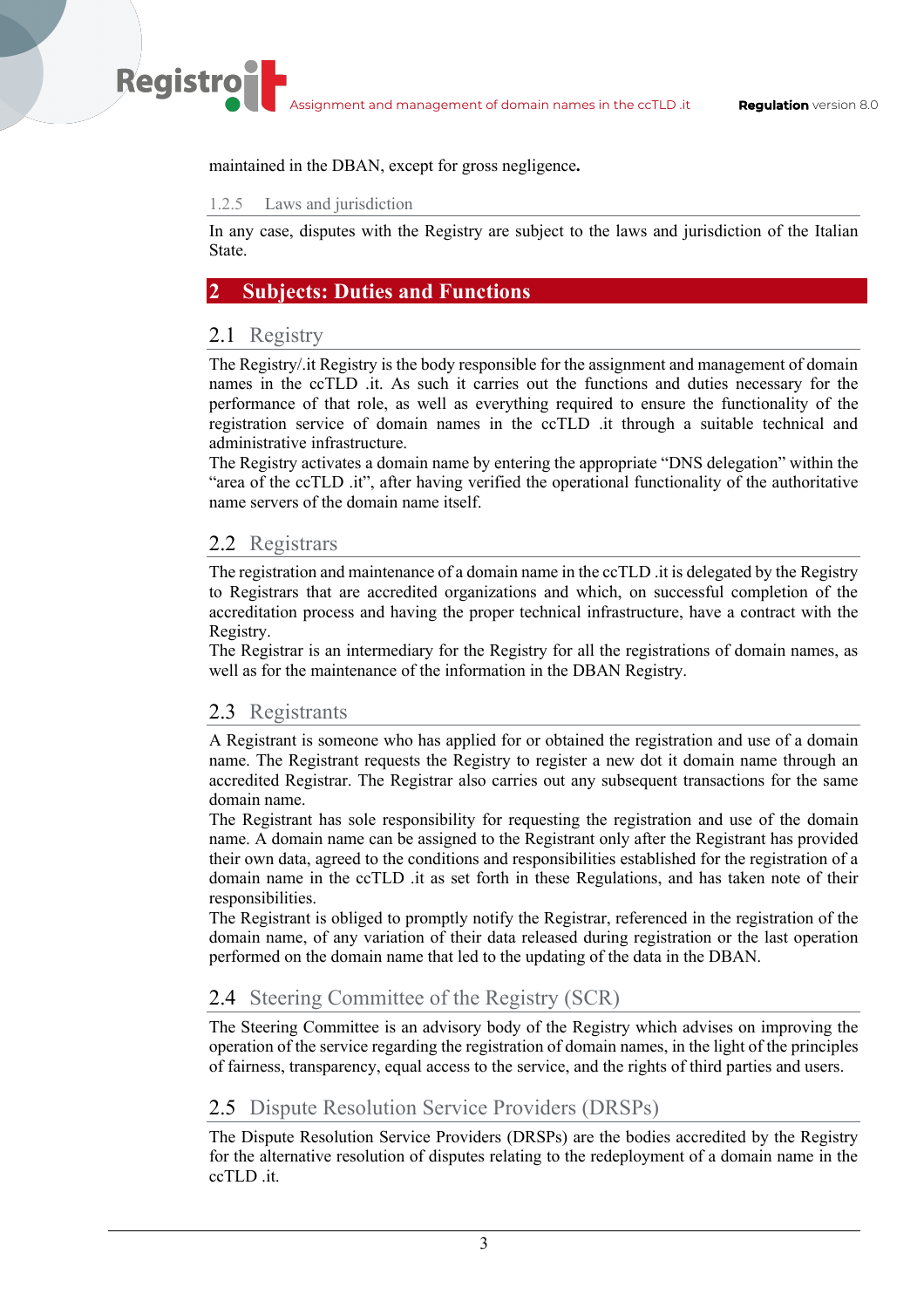maintained in the DBAN, except for gross negligence.

### 1.2.5 Laws and jurisdiction

In any case, disputes with the Registry are subject to the laws and jurisdiction of the Italian State.

# 2 Subjects: Duties and Functions

## 2.1 Registry

The Registry/.it Registry is the body responsible for the assignment and management of domain names in the ccTLD .it. As such it carries out the functions and duties necessary for the performance of that role, as well as everything required to ensure the functionality of the registration service of domain names in the ccTLD .it through a suitable technical and administrative infrastructure.
The Registry activates a domain name by entering the appropriate "DNS delegation" within the "area of the ccTLD .it", after having verified the operational functionality of the authoritative name servers of the domain name itself.

## 2.2 Registrars

The registration and maintenance of a domain name in the ccTLD .it is delegated by the Registry to Registrars that are accredited organizations and which, on successful completion of the accreditation process and having the proper technical infrastructure, have a contract with the Registry.
The Registrar is an intermediary for the Registry for all the registrations of domain names, as well as for the maintenance of the information in the DBAN Registry.

## 2.3 Registrants

A Registrant is someone who has applied for or obtained the registration and use of a domain name. The Registrant requests the Registry to register a new dot it domain name through an accredited Registrar. The Registrant also carries out any subsequent transactions for the same domain name.
The Registrant has sole responsibility for requesting the registration and use of the domain name. A domain name can be assigned to the Registrant only after the Registrant has provided their own data, agreed to the conditions and responsibilities established for the registration of a domain name in the ccTLD .it as set forth in these Regulations, and has taken note of their responsibilities.
The Registrant is obliged to promptly notify the Registrar, referenced in the registration of the domain name, of any variation of their data released during registration or the last operation performed on the domain name that led to the updating of the data in the DBAN.

## 2.4 Steering Committee of the Registry (SCR)

The Steering Committee is an advisory body of the Registry which advises on improving the operation of the service regarding the registration of domain names, in the light of the principles of fairness, transparency, equal access to the service, and the rights of third parties and users.

## 2.5 Dispute Resolution Service Providers (DRSPs)

The Dispute Resolution Service Providers (DRSPs) are the bodies accredited by the Registry for the alternative resolution of disputes relating to the redeployment of a domain name in the ccTLD .it.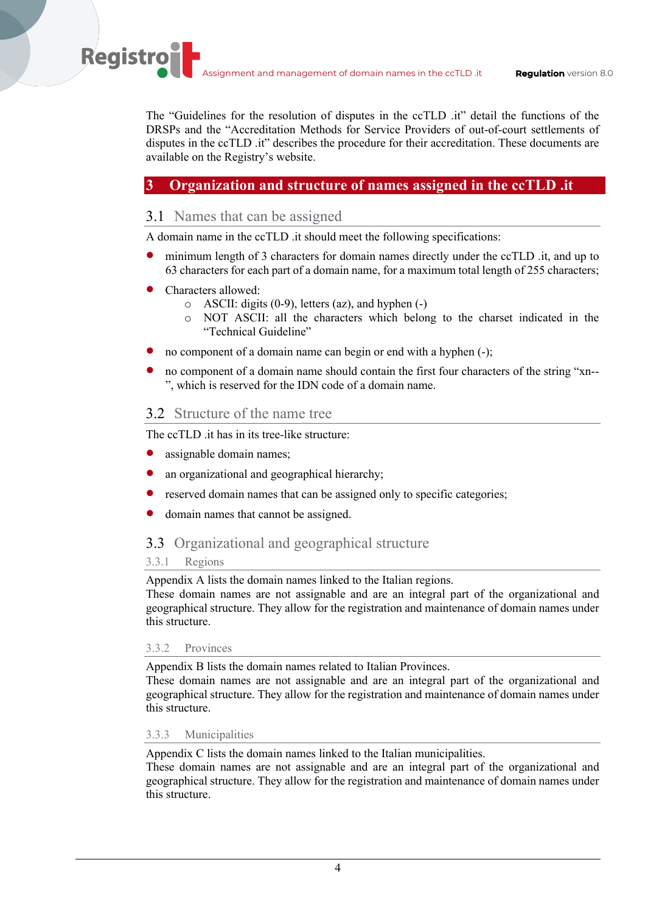The "Guidelines for the resolution of disputes in the ccTLD .it" detail the functions of the DRSPs and the "Accreditation Methods for Service Providers of out-of-court settlements of disputes in the ccTLD .it" describes the procedure for their accreditation. These documents are available on the Registry's website.

# 3 Organization and structure of names assigned in the ccTLD .it

## 3.1 Names that can be assigned

A domain name in the ccTLD .it should meet the following specifications:

- minimum length of 3 characters for domain names directly under the ccTLD .it, and up to 63 characters for each part of a domain name, for a maximum total length of 255 characters;
- Characters allowed:
  - ASCII: digits (0-9), letters (az), and hyphen (-)
  - NOT ASCII: all the characters which belong to the charset indicated in the "Technical Guideline"
- no component of a domain name can begin or end with a hyphen (-);
- no component of a domain name should contain the first four characters of the string "xn--", which is reserved for the IDN code of a domain name.

## 3.2 Structure of the name tree

The ccTLD .it has in its tree-like structure:

- assignable domain names;
- an organizational and geographical hierarchy;
- reserved domain names that can be assigned only to specific categories;
- domain names that cannot be assigned.

## 3.3 Organizational and geographical structure

### 3.3.1 Regions

Appendix A lists the domain names linked to the Italian regions.
These domain names are not assignable and are an integral part of the organizational and geographical structure. They allow for the registration and maintenance of domain names under this structure.

### 3.3.2 Provinces

Appendix B lists the domain names related to Italian Provinces.
These domain names are not assignable and are an integral part of the organizational and geographical structure. They allow for the registration and maintenance of domain names under this structure.

### 3.3.3 Municipalities

Appendix C lists the domain names linked to the Italian municipalities.
These domain names are not assignable and are an integral part of the organizational and geographical structure. They allow for the registration and maintenance of domain names under this structure.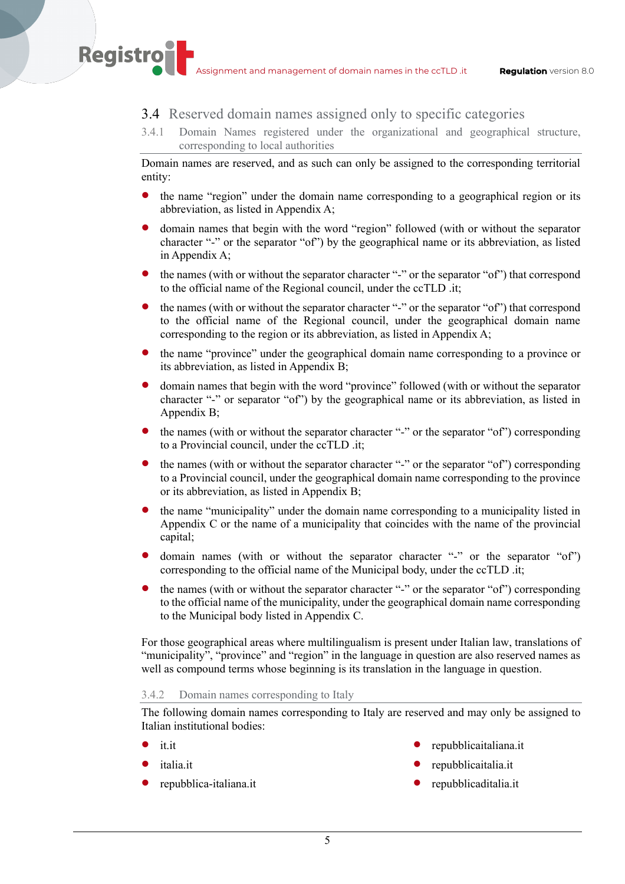## 3.4 Reserved domain names assigned only to specific categories

### 3.4.1 Domain Names registered under the organizational and geographical structure, corresponding to local authorities

Domain names are reserved, and as such can only be assigned to the corresponding territorial entity:

- the name "region" under the domain name corresponding to a geographical region or its abbreviation, as listed in Appendix A;
- domain names that begin with the word "region" followed (with or without the separator character "-" or the separator "of") by the geographical name or its abbreviation, as listed in Appendix A;
- the names (with or without the separator character "-" or the separator "of") that correspond to the official name of the Regional council, under the ccTLD .it;
- the names (with or without the separator character "-" or the separator "of") that correspond to the official name of the Regional council, under the geographical domain name corresponding to the region or its abbreviation, as listed in Appendix A;
- the name "province" under the geographical domain name corresponding to a province or its abbreviation, as listed in Appendix B;
- domain names that begin with the word "province" followed (with or without the separator character "-" or separator "of") by the geographical name or its abbreviation, as listed in Appendix B;
- the names (with or without the separator character "-" or the separator "of") corresponding to a Provincial council, under the ccTLD .it;
- the names (with or without the separator character "-" or the separator "of") corresponding to a Provincial council, under the geographical domain name corresponding to the province or its abbreviation, as listed in Appendix B;
- the name "municipality" under the domain name corresponding to a municipality listed in Appendix C or the name of a municipality that coincides with the name of the provincial capital;
- domain names (with or without the separator character "-" or the separator "of") corresponding to the official name of the Municipal body, under the ccTLD .it;
- the names (with or without the separator character "-" or the separator "of") corresponding to the official name of the municipality, under the geographical domain name corresponding to the Municipal body listed in Appendix C.

For those geographical areas where multilingualism is present under Italian law, translations of "municipality", "province" and "region" in the language in question are also reserved names as well as compound terms whose beginning is its translation in the language in question.

### 3.4.2 Domain names corresponding to Italy

The following domain names corresponding to Italy are reserved and may only be assigned to Italian institutional bodies:

- it.it
- italia.it
- repubblica-italiana.it
- repubblicaitaliana.it
- repubblicaitalia.it
- repubblicaditalia.it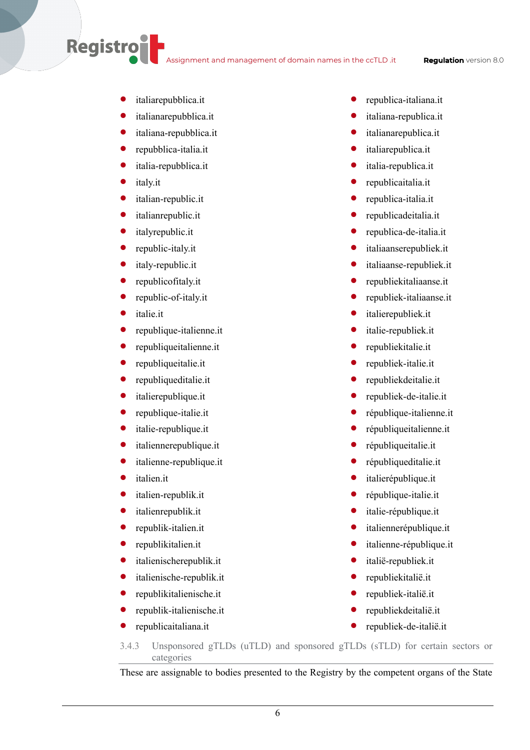- italiarepubblica.it
- italianarepubblica.it
- italiana-repubblica.it
- repubblica-italia.it
- italia-repubblica.it
- italy.it
- italian-republic.it
- italianrepublic.it
- italyrepublic.it
- republic-italy.it
- italy-republic.it
- republicofitaly.it
- republic-of-italy.it
- italie.it
- republique-italienne.it
- republiqueitalienne.it
- republiqueitalie.it
- republiqueditalie.it
- italierepublique.it
- republique-italie.it
- italie-republique.it
- italiennerepublique.it
- italienne-republique.it
- italien.it
- italien-republik.it
- italienrepublik.it
- republik-italien.it
- republikitalien.it
- italienischerepublik.it
- italienische-republik.it
- republikitalienische.it
- republik-italienische.it
- republicaitaliana.it
- republica-italiana.it
- italiana-republica.it
- italianarepublica.it
- italiarepublica.it
- italia-republica.it
- republicaitalia.it
- republica-italia.it
- republicadeitalia.it
- republica-de-italia.it
- italiaanserepubliek.it
- italiaanse-republiek.it
- republiekitaliaanse.it
- republiek-italiaanse.it
- italierepubliek.it
- italie-republiek.it
- republiekitalie.it
- republiek-italie.it
- republiekdeitalie.it
- republiek-de-italie.it
- république-italienne.it
- républiqueitalienne.it
- républiqueitalie.it
- républiqueditalie.it
- italierépublique.it
- république-italie.it
- italie-république.it
- italiennerépublique.it
- italienne-république.it
- italië-republiek.it
- republiekitalië.it
- republiek-italië.it
- republiekdeitalië.it
- republiek-de-italië.it

#### 3.4.3 Unsponsored gTLDs (uTLD) and sponsored gTLDs (sTLD) for certain sectors or categories

These are assignable to bodies presented to the Registry by the competent organs of the State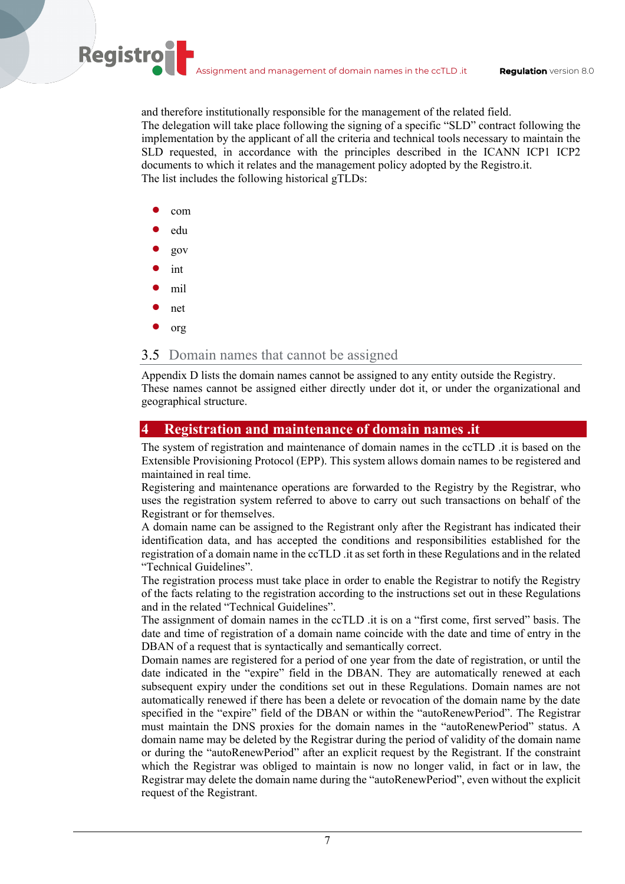and therefore institutionally responsible for the management of the related field.
The delegation will take place following the signing of a specific "SLD" contract following the implementation by the applicant of all the criteria and technical tools necessary to maintain the SLD requested, in accordance with the principles described in the ICANN ICP1 ICP2 documents to which it relates and the management policy adopted by the Registro.it.
The list includes the following historical gTLDs:

- com
- edu
- gov
- int
- mil
- net
- org

## 3.5 Domain names that cannot be assigned

Appendix D lists the domain names cannot be assigned to any entity outside the Registry.
These names cannot be assigned either directly under dot it, or under the organizational and geographical structure.

# 4 Registration and maintenance of domain names .it

The system of registration and maintenance of domain names in the ccTLD .it is based on the Extensible Provisioning Protocol (EPP). This system allows domain names to be registered and maintained in real time.
Registering and maintenance operations are forwarded to the Registry by the Registrar, who uses the registration system referred to above to carry out such transactions on behalf of the Registrant or for themselves.
A domain name can be assigned to the Registrant only after the Registrant has indicated their identification data, and has accepted the conditions and responsibilities established for the registration of a domain name in the ccTLD .it as set forth in these Regulations and in the related "Technical Guidelines".
The registration process must take place in order to enable the Registrar to notify the Registry of the facts relating to the registration according to the instructions set out in these Regulations and in the related "Technical Guidelines".
The assignment of domain names in the ccTLD .it is on a "first come, first served" basis. The date and time of registration of a domain name coincide with the date and time of entry in the DBAN of a request that is syntactically and semantically correct.
Domain names are registered for a period of one year from the date of registration, or until the date indicated in the "expire" field in the DBAN. They are automatically renewed at each subsequent expiry under the conditions set out in these Regulations. Domain names are not automatically renewed if there has been a delete or revocation of the domain name by the date specified in the "expire" field of the DBAN or within the "autoRenewPeriod". The Registrar must maintain the DNS proxies for the domain names in the "autoRenewPeriod" status. A domain name may be deleted by the Registrar during the period of validity of the domain name or during the "autoRenewPeriod" after an explicit request by the Registrant. If the constraint which the Registrar was obliged to maintain is now no longer valid, in fact or in law, the Registrar may delete the domain name during the "autoRenewPeriod", even without the explicit request of the Registrant.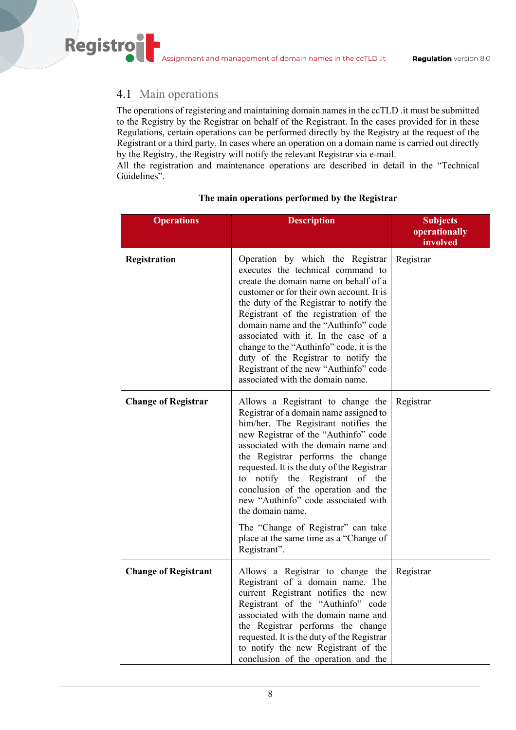## 4.1 Main operations

The operations of registering and maintaining domain names in the ccTLD .it must be submitted to the Registry by the Registrar on behalf of the Registrant. In the cases provided for in these Regulations, certain operations can be performed directly by the Registry at the request of the Registrant or a third party. In cases where an operation on a domain name is carried out directly by the Registry, the Registry will notify the relevant Registrar via e-mail.
All the registration and maintenance operations are described in detail in the "Technical Guidelines".

**The main operations performed by the Registrar**

| Operations | Description | Subjects operationally involved |
|---|---|---|
| **Registration** | Operation by which the Registrar executes the technical command to create the domain name on behalf of a customer or for their own account. It is the duty of the Registrar to notify the Registrant of the registration of the domain name and the "Authinfo" code associated with it. In the case of a change to the "Authinfo" code, it is the duty of the Registrar to notify the Registrant of the new "Authinfo" code associated with the domain name. | Registrar |
| **Change of Registrar** | Allows a Registrant to change the Registrar of a domain name assigned to him/her. The Registrant notifies the new Registrar of the "Authinfo" code associated with the domain name and the Registrar performs the change requested. It is the duty of the Registrar to notify the Registrant of the conclusion of the operation and the new "Authinfo" code associated with the domain name.<br><br>The "Change of Registrar" can take place at the same time as a "Change of Registrant". | Registrar |
| **Change of Registrant** | Allows a Registrar to change the Registrant of a domain name. The current Registrant notifies the new Registrant of the "Authinfo" code associated with the domain name and the Registrar performs the change requested. It is the duty of the Registrar to notify the new Registrant of the conclusion of the operation and the | Registrar |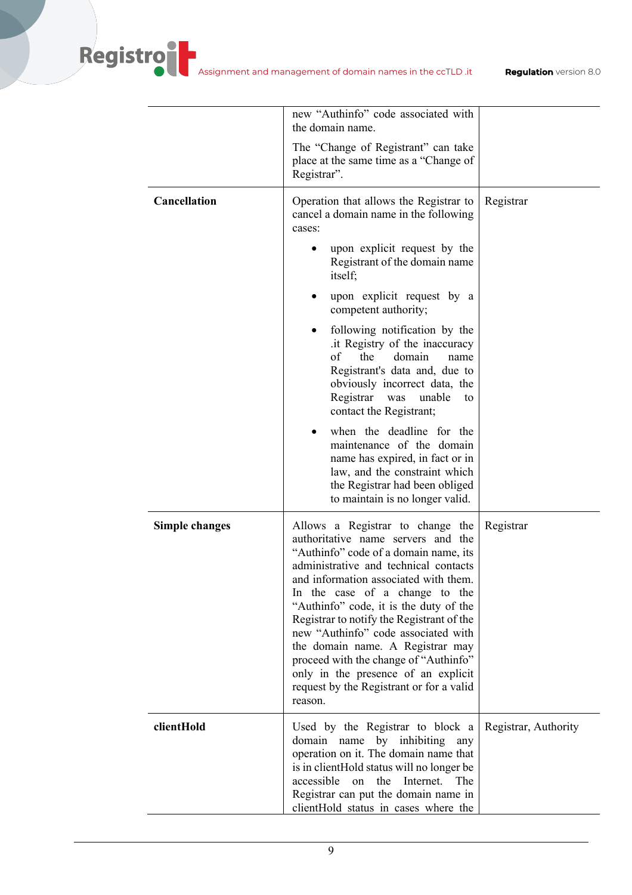| | | |
|---|---|---|
| | new “Authinfo” code associated with the domain name.<br><br>The “Change of Registrant” can take place at the same time as a “Change of Registrar”. | |
| **Cancellation** | Operation that allows the Registrar to cancel a domain name in the following cases:<br><br>• upon explicit request by the Registrant of the domain name itself;<br>• upon explicit request by a competent authority;<br>• following notification by the .it Registry of the inaccuracy of the domain name Registrant's data and, due to obviously incorrect data, the Registrar was unable to contact the Registrant;<br>• when the deadline for the maintenance of the domain name has expired, in fact or in law, and the constraint which the Registrar had been obliged to maintain is no longer valid. | Registrar |
| **Simple changes** | Allows a Registrar to change the authoritative name servers and the “Authinfo” code of a domain name, its administrative and technical contacts and information associated with them. In the case of a change to the “Authinfo” code, it is the duty of the Registrar to notify the Registrant of the new “Authinfo” code associated with the domain name. A Registrar may proceed with the change of “Authinfo” only in the presence of an explicit request by the Registrant or for a valid reason. | Registrar |
| **clientHold** | Used by the Registrar to block a domain name by inhibiting any operation on it. The domain name that is in clientHold status will no longer be accessible on the Internet. The Registrar can put the domain name in clientHold status in cases where the | Registrar, Authority |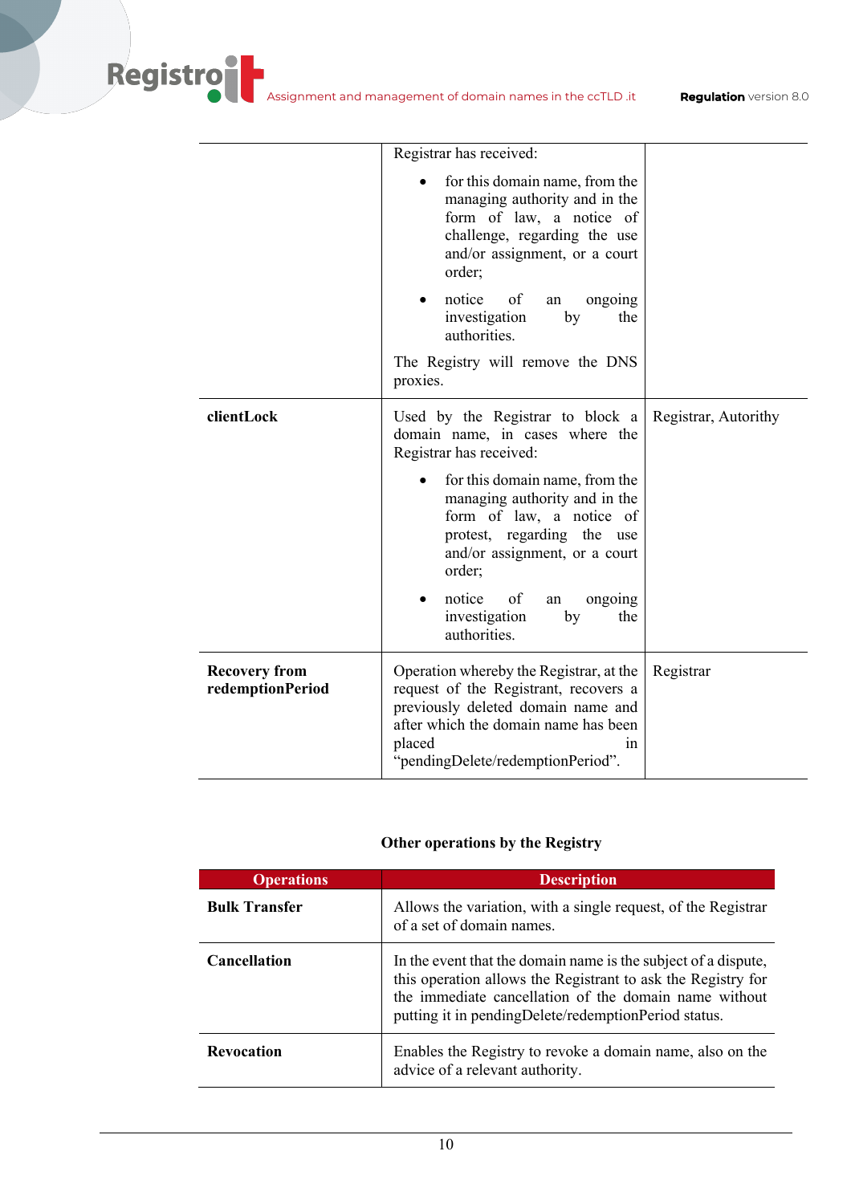| | | |
|---|---|---|
| | Registrar has received:<br>• for this domain name, from the managing authority and in the form of law, a notice of challenge, regarding the use and/or assignment, or a court order;<br>• notice of an ongoing investigation by the authorities.<br>The Registry will remove the DNS proxies. | |
| **clientLock** | Used by the Registrar to block a domain name, in cases where the Registrar has received:<br>• for this domain name, from the managing authority and in the form of law, a notice of protest, regarding the use and/or assignment, or a court order;<br>• notice of an ongoing investigation by the authorities. | Registrar, Autorithy |
| **Recovery from redemptionPeriod** | Operation whereby the Registrar, at the request of the Registrant, recovers a previously deleted domain name and after which the domain name has been placed in "pendingDelete/redemptionPeriod". | Registrar |

**Other operations by the Registry**

| Operations | Description |
|---|---|
| **Bulk Transfer** | Allows the variation, with a single request, of the Registrar of a set of domain names. |
| **Cancellation** | In the event that the domain name is the subject of a dispute, this operation allows the Registrant to ask the Registry for the immediate cancellation of the domain name without putting it in pendingDelete/redemptionPeriod status. |
| **Revocation** | Enables the Registry to revoke a domain name, also on the advice of a relevant authority. |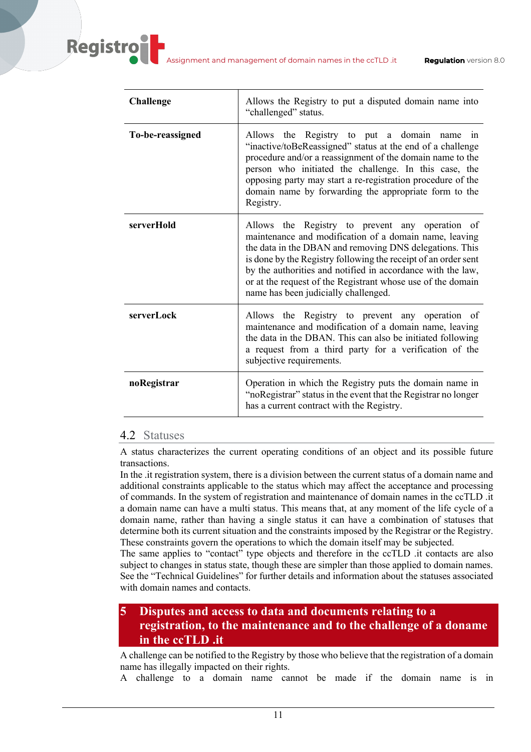| | |
|---|---|
| **Challenge** | Allows the Registry to put a disputed domain name into “challenged” status. |
| **To-be-reassigned** | Allows the Registry to put a domain name in “inactive/toBeReassigned” status at the end of a challenge procedure and/or a reassignment of the domain name to the person who initiated the challenge. In this case, the opposing party may start a re-registration procedure of the domain name by forwarding the appropriate form to the Registry. |
| **serverHold** | Allows the Registry to prevent any operation of maintenance and modification of a domain name, leaving the data in the DBAN and removing DNS delegations. This is done by the Registry following the receipt of an order sent by the authorities and notified in accordance with the law, or at the request of the Registrant whose use of the domain name has been judicially challenged. |
| **serverLock** | Allows the Registry to prevent any operation of maintenance and modification of a domain name, leaving the data in the DBAN. This can also be initiated following a request from a third party for a verification of the subjective requirements. |
| **noRegistrar** | Operation in which the Registry puts the domain name in “noRegistrar” status in the event that the Registrar no longer has a current contract with the Registry. |

## 4.2 Statuses

A status characterizes the current operating conditions of an object and its possible future transactions.
In the .it registration system, there is a division between the current status of a domain name and additional constraints applicable to the status which may affect the acceptance and processing of commands. In the system of registration and maintenance of domain names in the ccTLD .it a domain name can have a multi status. This means that, at any moment of the life cycle of a domain name, rather than having a single status it can have a combination of statuses that determine both its current situation and the constraints imposed by the Registrar or the Registry. These constraints govern the operations to which the domain itself may be subjected.
The same applies to “contact” type objects and therefore in the ccTLD .it contacts are also subject to changes in status state, though these are simpler than those applied to domain names. See the “Technical Guidelines” for further details and information about the statuses associated with domain names and contacts.

# 5 Disputes and access to data and documents relating to a registration, to the maintenance and to the challenge of a doname in the ccTLD .it

A challenge can be notified to the Registry by those who believe that the registration of a domain name has illegally impacted on their rights.
A challenge to a domain name cannot be made if the domain name is in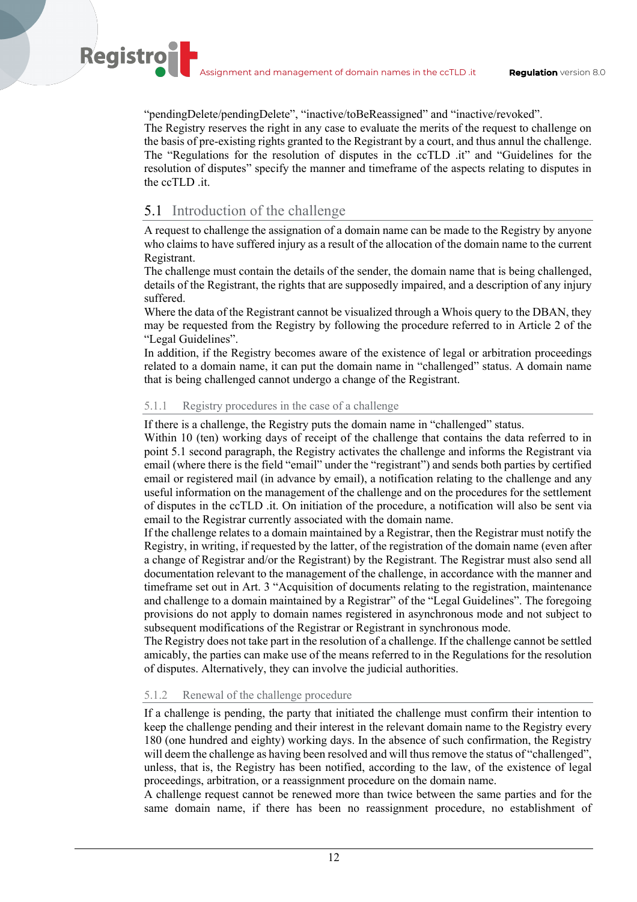"pendingDelete/pendingDelete", "inactive/toBeReassigned" and "inactive/revoked".
The Registry reserves the right in any case to evaluate the merits of the request to challenge on the basis of pre-existing rights granted to the Registrant by a court, and thus annul the challenge. The "Regulations for the resolution of disputes in the ccTLD .it" and "Guidelines for the resolution of disputes" specify the manner and timeframe of the aspects relating to disputes in the ccTLD .it.

## 5.1 Introduction of the challenge

A request to challenge the assignation of a domain name can be made to the Registry by anyone who claims to have suffered injury as a result of the allocation of the domain name to the current Registrant.
The challenge must contain the details of the sender, the domain name that is being challenged, details of the Registrant, the rights that are supposedly impaired, and a description of any injury suffered.
Where the data of the Registrant cannot be visualized through a Whois query to the DBAN, they may be requested from the Registry by following the procedure referred to in Article 2 of the "Legal Guidelines".
In addition, if the Registry becomes aware of the existence of legal or arbitration proceedings related to a domain name, it can put the domain name in "challenged" status. A domain name that is being challenged cannot undergo a change of the Registrant.

### 5.1.1 Registry procedures in the case of a challenge

If there is a challenge, the Registry puts the domain name in "challenged" status.
Within 10 (ten) working days of receipt of the challenge that contains the data referred to in point 5.1 second paragraph, the Registry activates the challenge and informs the Registrant via email (where there is the field "email" under the "registrant") and sends both parties by certified email or registered mail (in advance by email), a notification relating to the challenge and any useful information on the management of the challenge and on the procedures for the settlement of disputes in the ccTLD .it. On initiation of the procedure, a notification will also be sent via email to the Registrar currently associated with the domain name.
If the challenge relates to a domain maintained by a Registrar, then the Registrar must notify the Registry, in writing, if requested by the latter, of the registration of the domain name (even after a change of Registrar and/or the Registrant) by the Registrant. The Registrar must also send all documentation relevant to the management of the challenge, in accordance with the manner and timeframe set out in Art. 3 "Acquisition of documents relating to the registration, maintenance and challenge to a domain maintained by a Registrar" of the "Legal Guidelines". The foregoing provisions do not apply to domain names registered in asynchronous mode and not subject to subsequent modifications of the Registrar or Registrant in synchronous mode.
The Registry does not take part in the resolution of a challenge. If the challenge cannot be settled amicably, the parties can make use of the means referred to in the Regulations for the resolution of disputes. Alternatively, they can involve the judicial authorities.

### 5.1.2 Renewal of the challenge procedure

If a challenge is pending, the party that initiated the challenge must confirm their intention to keep the challenge pending and their interest in the relevant domain name to the Registry every 180 (one hundred and eighty) working days. In the absence of such confirmation, the Registry will deem the challenge as having been resolved and will thus remove the status of "challenged", unless, that is, the Registry has been notified, according to the law, of the existence of legal proceedings, arbitration, or a reassignment procedure on the domain name.
A challenge request cannot be renewed more than twice between the same parties and for the same domain name, if there has been no reassignment procedure, no establishment of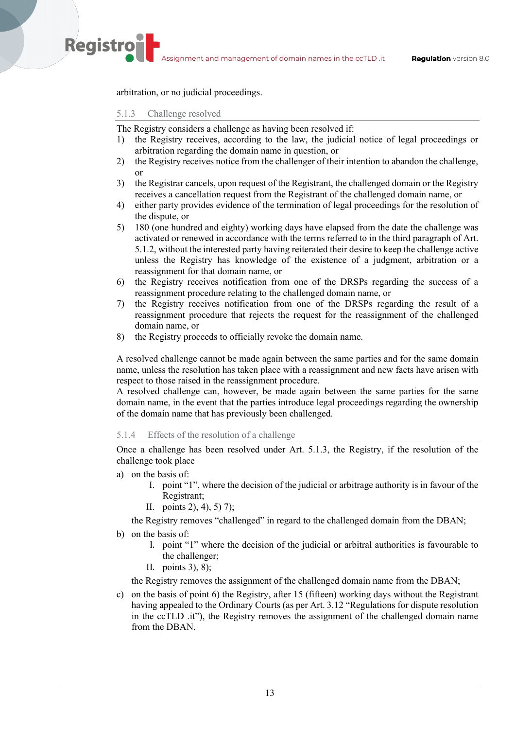arbitration, or no judicial proceedings.

### 5.1.3 Challenge resolved

The Registry considers a challenge as having been resolved if:

1) the Registry receives, according to the law, the judicial notice of legal proceedings or arbitration regarding the domain name in question, or
2) the Registry receives notice from the challenger of their intention to abandon the challenge, or
3) the Registrar cancels, upon request of the Registrant, the challenged domain or the Registry receives a cancellation request from the Registrant of the challenged domain name, or
4) either party provides evidence of the termination of legal proceedings for the resolution of the dispute, or
5) 180 (one hundred and eighty) working days have elapsed from the date the challenge was activated or renewed in accordance with the terms referred to in the third paragraph of Art. 5.1.2, without the interested party having reiterated their desire to keep the challenge active unless the Registry has knowledge of the existence of a judgment, arbitration or a reassignment for that domain name, or
6) the Registry receives notification from one of the DRSPs regarding the success of a reassignment procedure relating to the challenged domain name, or
7) the Registry receives notification from one of the DRSPs regarding the result of a reassignment procedure that rejects the request for the reassignment of the challenged domain name, or
8) the Registry proceeds to officially revoke the domain name.

A resolved challenge cannot be made again between the same parties and for the same domain name, unless the resolution has taken place with a reassignment and new facts have arisen with respect to those raised in the reassignment procedure.
A resolved challenge can, however, be made again between the same parties for the same domain name, in the event that the parties introduce legal proceedings regarding the ownership of the domain name that has previously been challenged.

### 5.1.4 Effects of the resolution of a challenge

Once a challenge has been resolved under Art. 5.1.3, the Registry, if the resolution of the challenge took place

a) on the basis of:
   I. point "1", where the decision of the judicial or arbitrage authority is in favour of the Registrant;
   II. points 2), 4), 5) 7);

   the Registry removes "challenged" in regard to the challenged domain from the DBAN;

b) on the basis of:
   I. point "1" where the decision of the judicial or arbitral authorities is favourable to the challenger;
   II. points 3), 8);

   the Registry removes the assignment of the challenged domain name from the DBAN;

c) on the basis of point 6) the Registry, after 15 (fifteen) working days without the Registrant having appealed to the Ordinary Courts (as per Art. 3.12 "Regulations for dispute resolution in the ccTLD .it"), the Registry removes the assignment of the challenged domain name from the DBAN.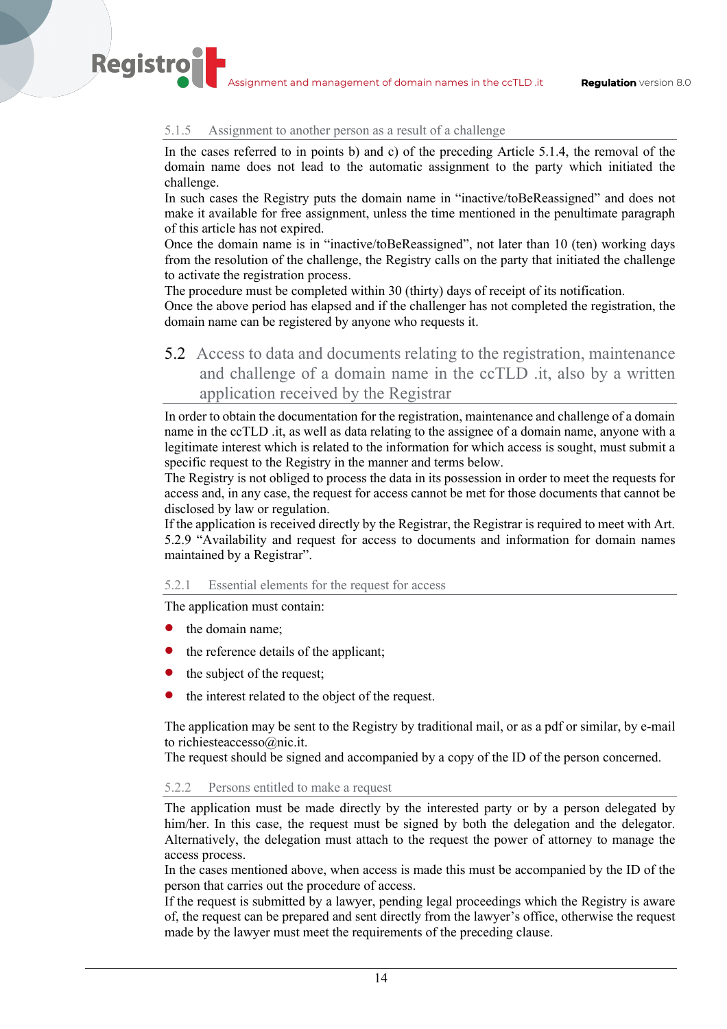### 5.1.5 Assignment to another person as a result of a challenge

In the cases referred to in points b) and c) of the preceding Article 5.1.4, the removal of the domain name does not lead to the automatic assignment to the party which initiated the challenge.
In such cases the Registry puts the domain name in "inactive/toBeReassigned" and does not make it available for free assignment, unless the time mentioned in the penultimate paragraph of this article has not expired.
Once the domain name is in "inactive/toBeReassigned", not later than 10 (ten) working days from the resolution of the challenge, the Registry calls on the party that initiated the challenge to activate the registration process.
The procedure must be completed within 30 (thirty) days of receipt of its notification.
Once the above period has elapsed and if the challenger has not completed the registration, the domain name can be registered by anyone who requests it.

## 5.2 Access to data and documents relating to the registration, maintenance and challenge of a domain name in the ccTLD .it, also by a written application received by the Registrar

In order to obtain the documentation for the registration, maintenance and challenge of a domain name in the ccTLD .it, as well as data relating to the assignee of a domain name, anyone with a legitimate interest which is related to the information for which access is sought, must submit a specific request to the Registry in the manner and terms below.
The Registry is not obliged to process the data in its possession in order to meet the requests for access and, in any case, the request for access cannot be met for those documents that cannot be disclosed by law or regulation.
If the application is received directly by the Registrar, the Registrar is required to meet with Art. 5.2.9 "Availability and request for access to documents and information for domain names maintained by a Registrar".

### 5.2.1 Essential elements for the request for access

The application must contain:

- the domain name;
- the reference details of the applicant;
- the subject of the request;
- the interest related to the object of the request.

The application may be sent to the Registry by traditional mail, or as a pdf or similar, by e-mail to richiesteaccesso@nic.it.
The request should be signed and accompanied by a copy of the ID of the person concerned.

### 5.2.2 Persons entitled to make a request

The application must be made directly by the interested party or by a person delegated by him/her. In this case, the request must be signed by both the delegation and the delegator. Alternatively, the delegation must attach to the request the power of attorney to manage the access process.
In the cases mentioned above, when access is made this must be accompanied by the ID of the person that carries out the procedure of access.
If the request is submitted by a lawyer, pending legal proceedings which the Registry is aware of, the request can be prepared and sent directly from the lawyer's office, otherwise the request made by the lawyer must meet the requirements of the preceding clause.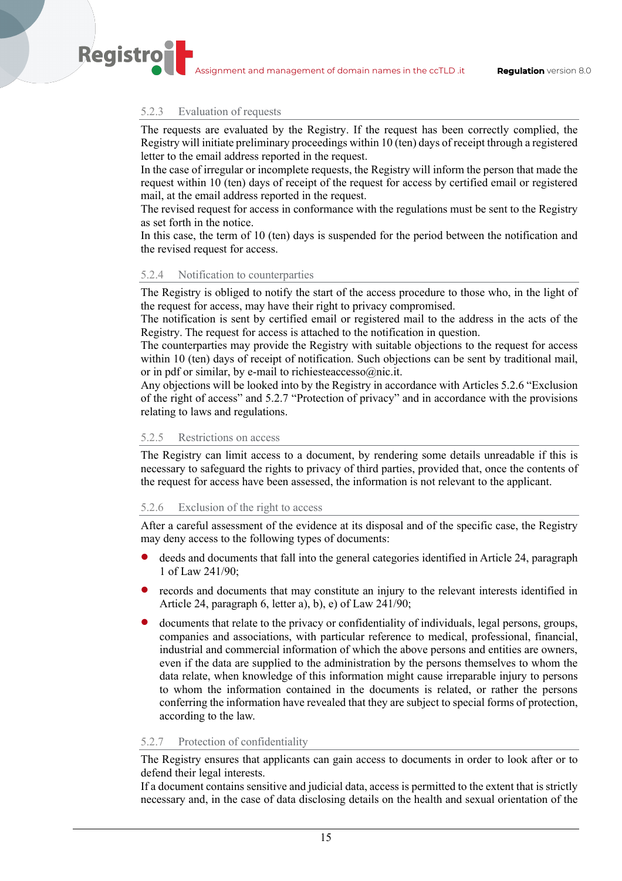### 5.2.3 Evaluation of requests

The requests are evaluated by the Registry. If the request has been correctly complied, the Registry will initiate preliminary proceedings within 10 (ten) days of receipt through a registered letter to the email address reported in the request.
In the case of irregular or incomplete requests, the Registry will inform the person that made the request within 10 (ten) days of receipt of the request for access by certified email or registered mail, at the email address reported in the request.
The revised request for access in conformance with the regulations must be sent to the Registry as set forth in the notice.
In this case, the term of 10 (ten) days is suspended for the period between the notification and the revised request for access.

### 5.2.4 Notification to counterparties

The Registry is obliged to notify the start of the access procedure to those who, in the light of the request for access, may have their right to privacy compromised.
The notification is sent by certified email or registered mail to the address in the acts of the Registry. The request for access is attached to the notification in question.
The counterparties may provide the Registry with suitable objections to the request for access within 10 (ten) days of receipt of notification. Such objections can be sent by traditional mail, or in pdf or similar, by e-mail to richiesteaccesso@nic.it.
Any objections will be looked into by the Registry in accordance with Articles 5.2.6 "Exclusion of the right of access" and 5.2.7 "Protection of privacy" and in accordance with the provisions relating to laws and regulations.

### 5.2.5 Restrictions on access

The Registry can limit access to a document, by rendering some details unreadable if this is necessary to safeguard the rights to privacy of third parties, provided that, once the contents of the request for access have been assessed, the information is not relevant to the applicant.

### 5.2.6 Exclusion of the right to access

After a careful assessment of the evidence at its disposal and of the specific case, the Registry may deny access to the following types of documents:

- deeds and documents that fall into the general categories identified in Article 24, paragraph 1 of Law 241/90;
- records and documents that may constitute an injury to the relevant interests identified in Article 24, paragraph 6, letter a), b), e) of Law 241/90;
- documents that relate to the privacy or confidentiality of individuals, legal persons, groups, companies and associations, with particular reference to medical, professional, financial, industrial and commercial information of which the above persons and entities are owners, even if the data are supplied to the administration by the persons themselves to whom the data relate, when knowledge of this information might cause irreparable injury to persons to whom the information contained in the documents is related, or rather the persons conferring the information have revealed that they are subject to special forms of protection, according to the law.

### 5.2.7 Protection of confidentiality

The Registry ensures that applicants can gain access to documents in order to look after or to defend their legal interests.
If a document contains sensitive and judicial data, access is permitted to the extent that is strictly necessary and, in the case of data disclosing details on the health and sexual orientation of the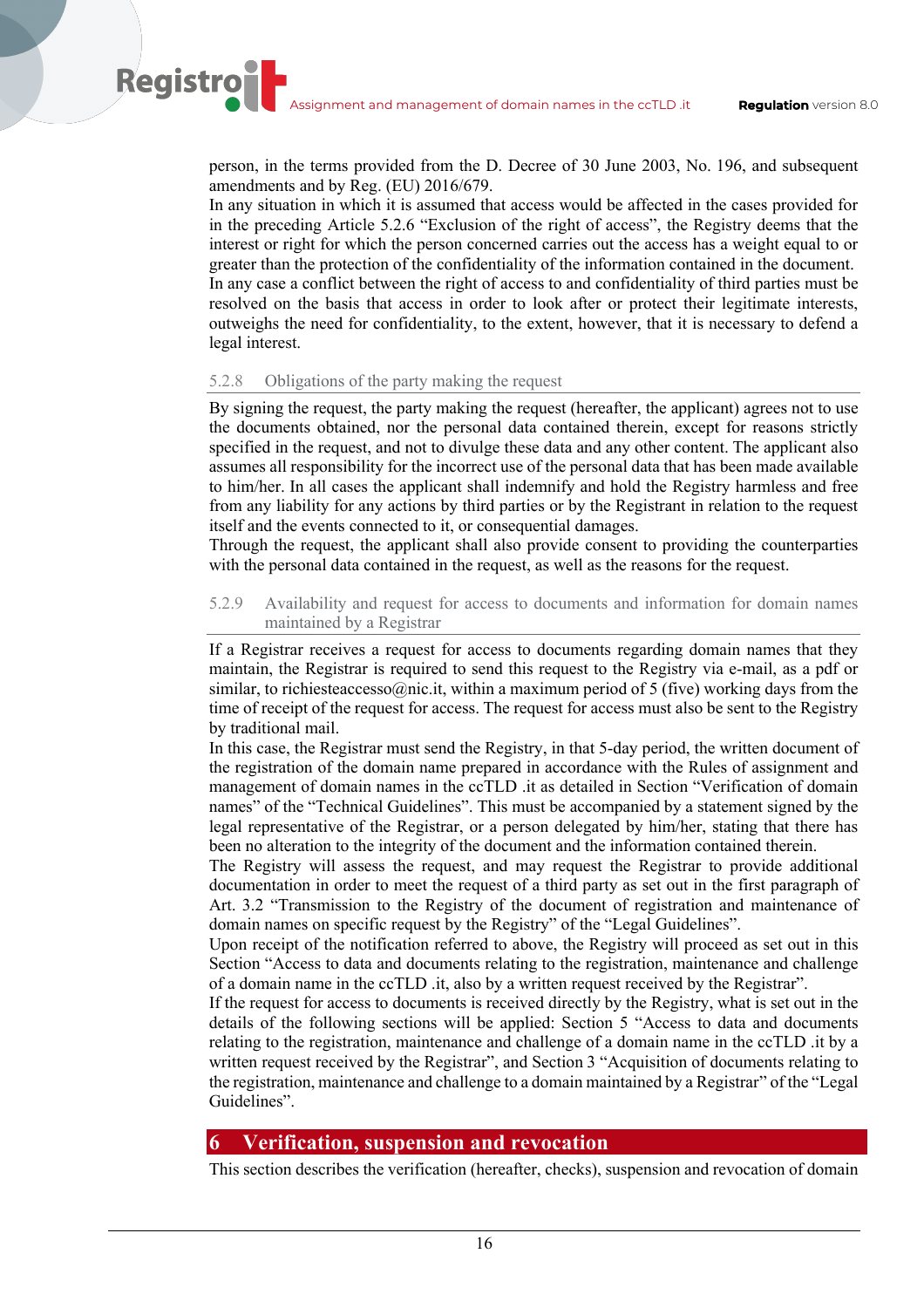person, in the terms provided from the D. Decree of 30 June 2003, No. 196, and subsequent amendments and by Reg. (EU) 2016/679.

In any situation in which it is assumed that access would be affected in the cases provided for in the preceding Article 5.2.6 "Exclusion of the right of access", the Registry deems that the interest or right for which the person concerned carries out the access has a weight equal to or greater than the protection of the confidentiality of the information contained in the document.

In any case a conflict between the right of access to and confidentiality of third parties must be resolved on the basis that access in order to look after or protect their legitimate interests, outweighs the need for confidentiality, to the extent, however, that it is necessary to defend a legal interest.

### 5.2.8 Obligations of the party making the request

By signing the request, the party making the request (hereafter, the applicant) agrees not to use the documents obtained, nor the personal data contained therein, except for reasons strictly specified in the request, and not to divulge these data and any other content. The applicant also assumes all responsibility for the incorrect use of the personal data that has been made available to him/her. In all cases the applicant shall indemnify and hold the Registry harmless and free from any liability for any actions by third parties or by the Registrant in relation to the request itself and the events connected to it, or consequential damages.

Through the request, the applicant shall also provide consent to providing the counterparties with the personal data contained in the request, as well as the reasons for the request.

### 5.2.9 Availability and request for access to documents and information for domain names maintained by a Registrar

If a Registrar receives a request for access to documents regarding domain names that they maintain, the Registrar is required to send this request to the Registry via e-mail, as a pdf or similar, to richiesteaccesso@nic.it, within a maximum period of 5 (five) working days from the time of receipt of the request for access. The request for access must also be sent to the Registry by traditional mail.

In this case, the Registrar must send the Registry, in that 5-day period, the written document of the registration of the domain name prepared in accordance with the Rules of assignment and management of domain names in the ccTLD .it as detailed in Section "Verification of domain names" of the "Technical Guidelines". This must be accompanied by a statement signed by the legal representative of the Registrar, or a person delegated by him/her, stating that there has been no alteration to the integrity of the document and the information contained therein.

The Registry will assess the request, and may request the Registrar to provide additional documentation in order to meet the request of a third party as set out in the first paragraph of Art. 3.2 "Transmission to the Registry of the document of registration and maintenance of domain names on specific request by the Registry" of the "Legal Guidelines".

Upon receipt of the notification referred to above, the Registry will proceed as set out in this Section "Access to data and documents relating to the registration, maintenance and challenge of a domain name in the ccTLD .it, also by a written request received by the Registrar".

If the request for access to documents is received directly by the Registry, what is set out in the details of the following sections will be applied: Section 5 "Access to data and documents relating to the registration, maintenance and challenge of a domain name in the ccTLD .it by a written request received by the Registrar", and Section 3 "Acquisition of documents relating to the registration, maintenance and challenge to a domain maintained by a Registrar" of the "Legal Guidelines".

# 6 Verification, suspension and revocation

This section describes the verification (hereafter, checks), suspension and revocation of domain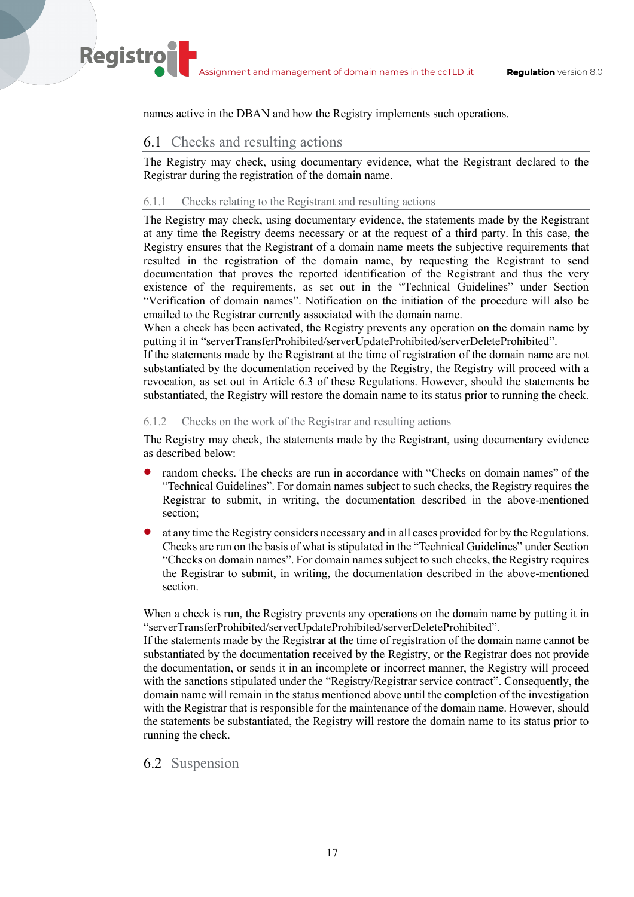names active in the DBAN and how the Registry implements such operations.

## 6.1 Checks and resulting actions

The Registry may check, using documentary evidence, what the Registrant declared to the Registrar during the registration of the domain name.

### 6.1.1 Checks relating to the Registrant and resulting actions

The Registry may check, using documentary evidence, the statements made by the Registrant at any time the Registry deems necessary or at the request of a third party. In this case, the Registry ensures that the Registrant of a domain name meets the subjective requirements that resulted in the registration of the domain name, by requesting the Registrant to send documentation that proves the reported identification of the Registrant and thus the very existence of the requirements, as set out in the "Technical Guidelines" under Section "Verification of domain names". Notification on the initiation of the procedure will also be emailed to the Registrar currently associated with the domain name.
When a check has been activated, the Registry prevents any operation on the domain name by putting it in "serverTransferProhibited/serverUpdateProhibited/serverDeleteProhibited".
If the statements made by the Registrant at the time of registration of the domain name are not substantiated by the documentation received by the Registry, the Registry will proceed with a revocation, as set out in Article 6.3 of these Regulations. However, should the statements be substantiated, the Registry will restore the domain name to its status prior to running the check.

### 6.1.2 Checks on the work of the Registrar and resulting actions

The Registry may check, the statements made by the Registrant, using documentary evidence as described below:

- random checks. The checks are run in accordance with "Checks on domain names" of the "Technical Guidelines". For domain names subject to such checks, the Registry requires the Registrar to submit, in writing, the documentation described in the above-mentioned section;
- at any time the Registry considers necessary and in all cases provided for by the Regulations. Checks are run on the basis of what is stipulated in the "Technical Guidelines" under Section "Checks on domain names". For domain names subject to such checks, the Registry requires the Registrar to submit, in writing, the documentation described in the above-mentioned section.

When a check is run, the Registry prevents any operations on the domain name by putting it in "serverTransferProhibited/serverUpdateProhibited/serverDeleteProhibited".
If the statements made by the Registrar at the time of registration of the domain name cannot be substantiated by the documentation received by the Registry, or the Registrar does not provide the documentation, or sends it in an incomplete or incorrect manner, the Registry will proceed with the sanctions stipulated under the "Registry/Registrar service contract". Consequently, the domain name will remain in the status mentioned above until the completion of the investigation with the Registrar that is responsible for the maintenance of the domain name. However, should the statements be substantiated, the Registry will restore the domain name to its status prior to running the check.

## 6.2 Suspension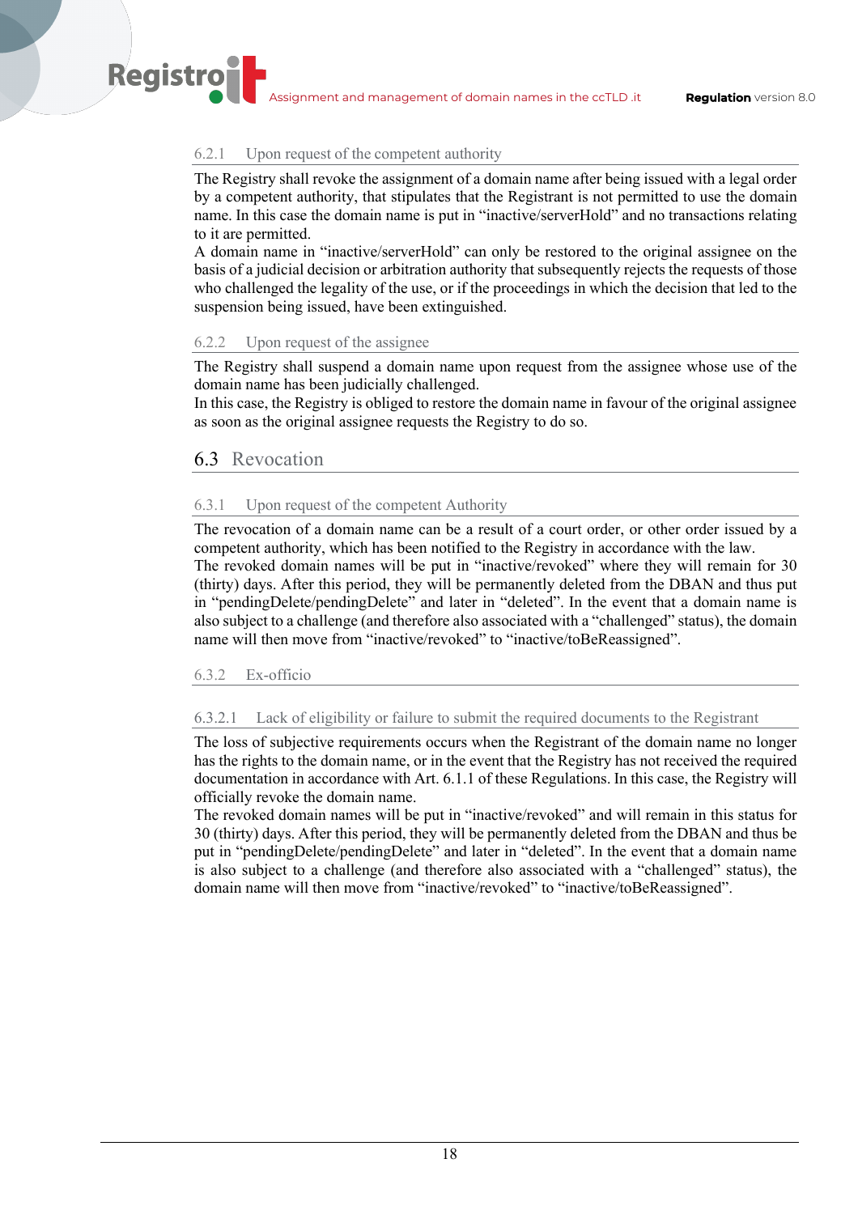#### 6.2.1 Upon request of the competent authority

The Registry shall revoke the assignment of a domain name after being issued with a legal order by a competent authority, that stipulates that the Registrant is not permitted to use the domain name. In this case the domain name is put in "inactive/serverHold" and no transactions relating to it are permitted.

A domain name in "inactive/serverHold" can only be restored to the original assignee on the basis of a judicial decision or arbitration authority that subsequently rejects the requests of those who challenged the legality of the use, or if the proceedings in which the decision that led to the suspension being issued, have been extinguished.

#### 6.2.2 Upon request of the assignee

The Registry shall suspend a domain name upon request from the assignee whose use of the domain name has been judicially challenged.

In this case, the Registry is obliged to restore the domain name in favour of the original assignee as soon as the original assignee requests the Registry to do so.

### 6.3 Revocation

#### 6.3.1 Upon request of the competent Authority

The revocation of a domain name can be a result of a court order, or other order issued by a competent authority, which has been notified to the Registry in accordance with the law.

The revoked domain names will be put in "inactive/revoked" where they will remain for 30 (thirty) days. After this period, they will be permanently deleted from the DBAN and thus put in "pendingDelete/pendingDelete" and later in "deleted". In the event that a domain name is also subject to a challenge (and therefore also associated with a "challenged" status), the domain name will then move from "inactive/revoked" to "inactive/toBeReassigned".

#### 6.3.2 Ex-officio

##### 6.3.2.1 Lack of eligibility or failure to submit the required documents to the Registrant

The loss of subjective requirements occurs when the Registrant of the domain name no longer has the rights to the domain name, or in the event that the Registry has not received the required documentation in accordance with Art. 6.1.1 of these Regulations. In this case, the Registry will officially revoke the domain name.

The revoked domain names will be put in "inactive/revoked" and will remain in this status for 30 (thirty) days. After this period, they will be permanently deleted from the DBAN and thus be put in "pendingDelete/pendingDelete" and later in "deleted". In the event that a domain name is also subject to a challenge (and therefore also associated with a "challenged" status), the domain name will then move from "inactive/revoked" to "inactive/toBeReassigned".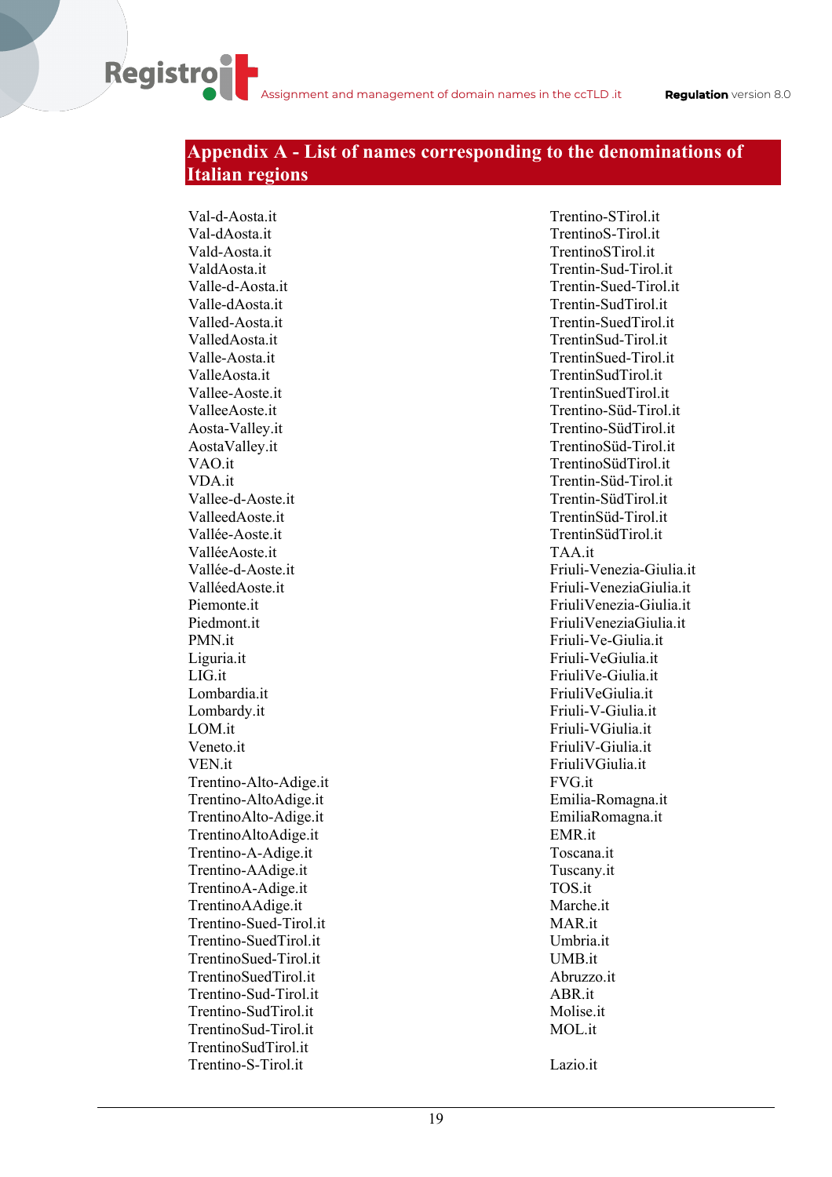## Appendix A - List of names corresponding to the denominations of Italian regions

Val-d-Aosta.it
Val-dAosta.it
Vald-Aosta.it
ValdAosta.it
Valle-d-Aosta.it
Valle-dAosta.it
Valled-Aosta.it
ValledAosta.it
Valle-Aosta.it
ValleAosta.it
Vallee-Aoste.it
ValleeAoste.it
Aosta-Valley.it
AostaValley.it
VAO.it
VDA.it
Vallee-d-Aoste.it
ValleedAoste.it
Vallée-Aoste.it
ValléeAoste.it
Vallée-d-Aoste.it
ValléedAoste.it
Piemonte.it
Piedmont.it
PMN.it
Liguria.it
LIG.it
Lombardia.it
Lombardy.it
LOM.it
Veneto.it
VEN.it
Trentino-Alto-Adige.it
Trentino-AltoAdige.it
TrentinoAlto-Adige.it
TrentinoAltoAdige.it
Trentino-A-Adige.it
Trentino-AAdige.it
TrentinoA-Adige.it
TrentinoAAdige.it
Trentino-Sued-Tirol.it
Trentino-SuedTirol.it
TrentinoSued-Tirol.it
TrentinoSuedTirol.it
Trentino-Sud-Tirol.it
Trentino-SudTirol.it
TrentinoSud-Tirol.it
TrentinoSudTirol.it
Trentino-S-Tirol.it
Trentino-STirol.it
TrentinoS-Tirol.it
TrentinoSTirol.it
Trentin-Sud-Tirol.it
Trentin-Sued-Tirol.it
Trentin-SudTirol.it
Trentin-SuedTirol.it
TrentinSud-Tirol.it
TrentinSued-Tirol.it
TrentinSudTirol.it
TrentinSuedTirol.it
Trentino-Süd-Tirol.it
Trentino-SüdTirol.it
TrentinoSüd-Tirol.it
TrentinoSüdTirol.it
Trentin-Süd-Tirol.it
Trentin-SüdTirol.it
TrentinSüd-Tirol.it
TrentinSüdTirol.it
TAA.it
Friuli-Venezia-Giulia.it
Friuli-VeneziaGiulia.it
FriuliVenezia-Giulia.it
FriuliVeneziaGiulia.it
Friuli-Ve-Giulia.it
Friuli-VeGiulia.it
FriuliVe-Giulia.it
FriuliVeGiulia.it
Friuli-V-Giulia.it
Friuli-VGiulia.it
FriuliV-Giulia.it
FriuliVGiulia.it
FVG.it
Emilia-Romagna.it
EmiliaRomagna.it
EMR.it
Toscana.it
Tuscany.it
TOS.it
Marche.it
MAR.it
Umbria.it
UMB.it
Abruzzo.it
ABR.it
Molise.it
MOL.it

Lazio.it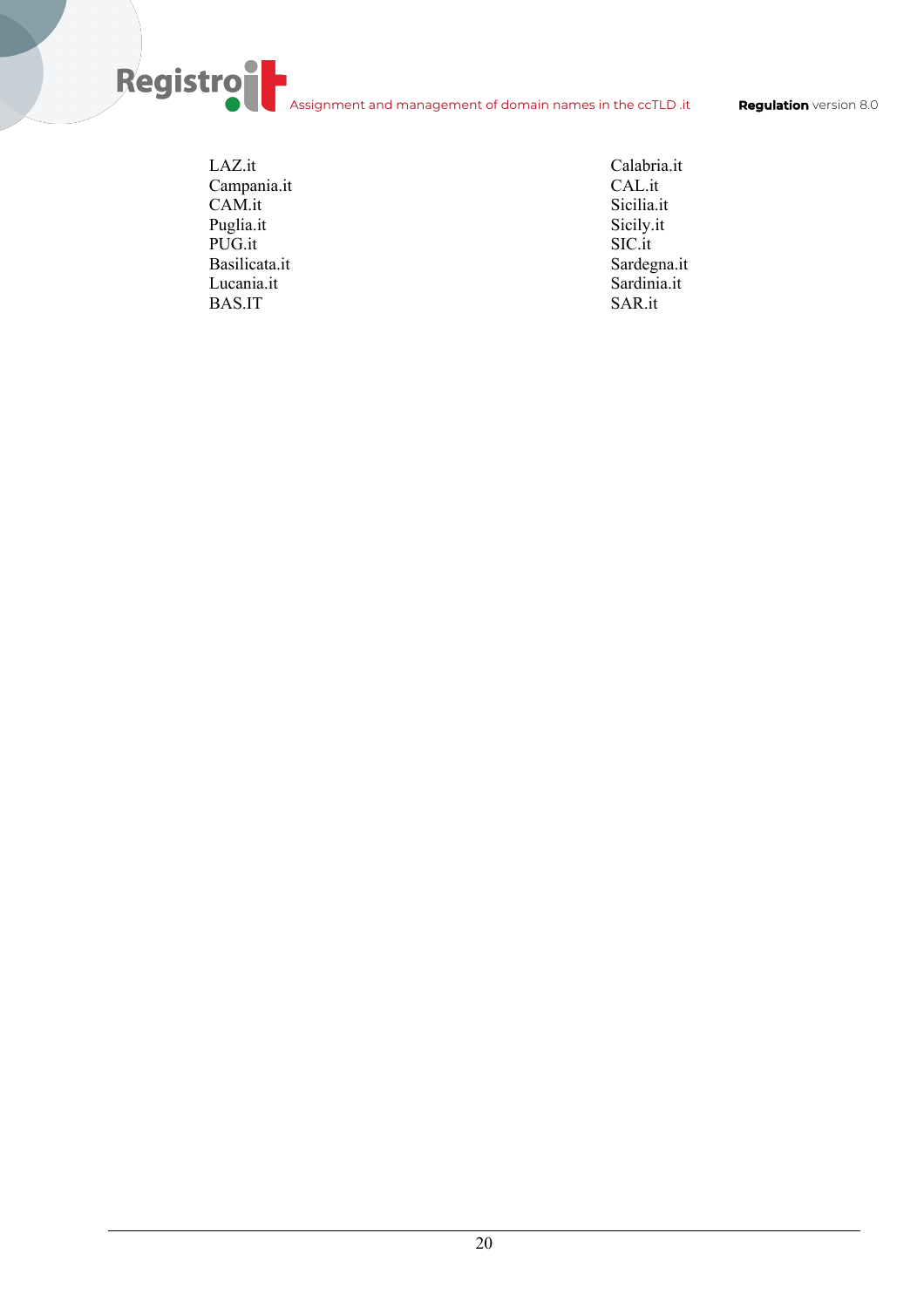LAZ.it
Campania.it
CAM.it
Puglia.it
PUG.it
Basilicata.it
Lucania.it
BAS.IT
Calabria.it
CAL.it
Sicilia.it
Sicily.it
SIC.it
Sardegna.it
Sardinia.it
SAR.it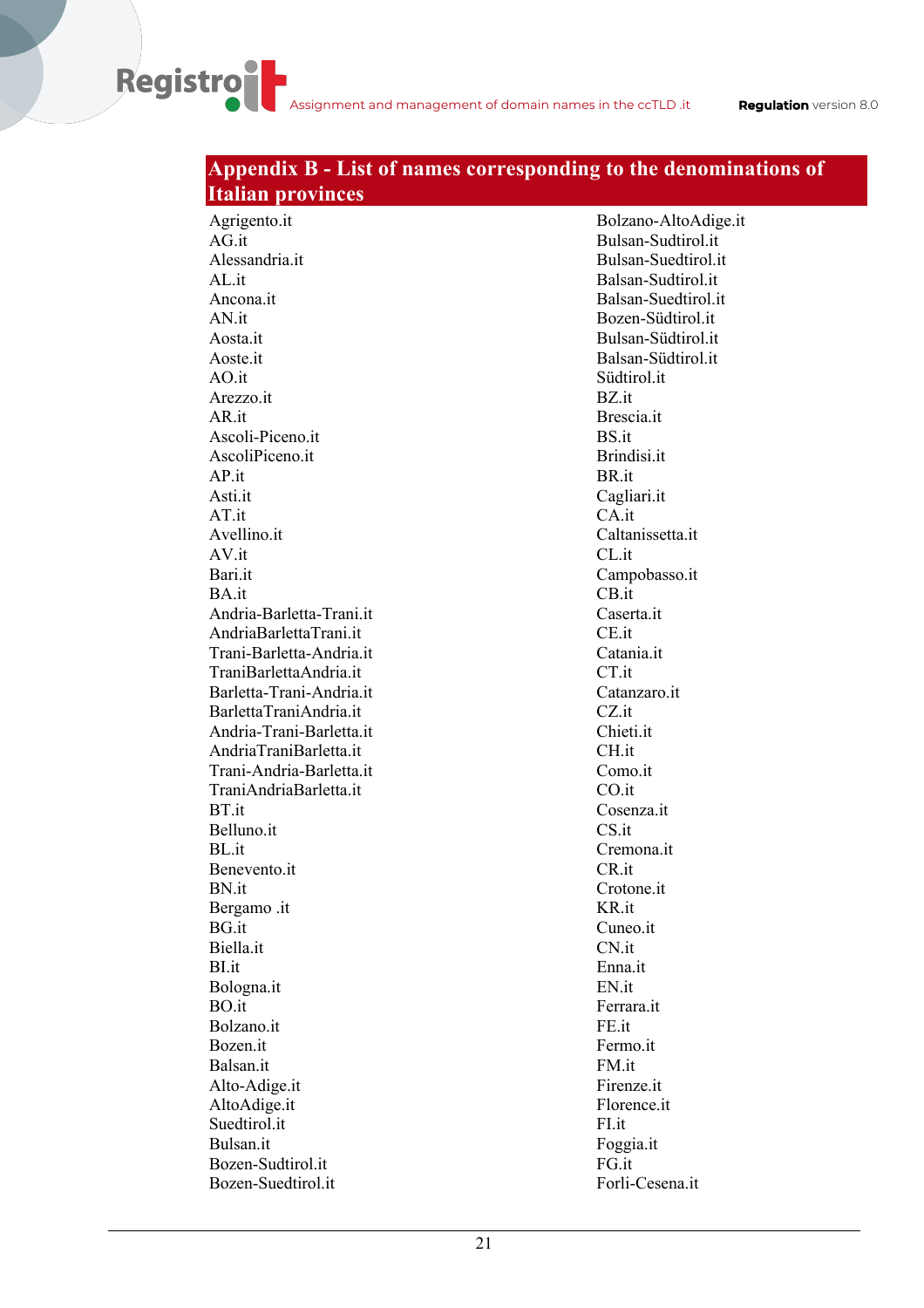## Appendix B - List of names corresponding to the denominations of Italian provinces

Agrigento.it
AG.it
Alessandria.it
AL.it
Ancona.it
AN.it
Aosta.it
Aoste.it
AO.it
Arezzo.it
AR.it
Ascoli-Piceno.it
AscoliPiceno.it
AP.it
Asti.it
AT.it
Avellino.it
AV.it
Bari.it
BA.it
Andria-Barletta-Trani.it
AndriaBarlettaTrani.it
Trani-Barletta-Andria.it
TraniBarlettaAndria.it
Barletta-Trani-Andria.it
BarlettaTraniAndria.it
Andria-Trani-Barletta.it
AndriaTraniBarletta.it
Trani-Andria-Barletta.it
TraniAndriaBarletta.it
BT.it
Belluno.it
BL.it
Benevento.it
BN.it
Bergamo .it
BG.it
Biella.it
BI.it
Bologna.it
BO.it
Bolzano.it
Bozen.it
Balsan.it
Alto-Adige.it
AltoAdige.it
Suedtirol.it
Bulsan.it
Bozen-Sudtirol.it
Bozen-Suedtirol.it
Bolzano-AltoAdige.it
Bulsan-Sudtirol.it
Bulsan-Suedtirol.it
Balsan-Sudtirol.it
Balsan-Suedtirol.it
Bozen-Südtirol.it
Bulsan-Südtirol.it
Balsan-Südtirol.it
Südtirol.it
BZ.it
Brescia.it
BS.it
Brindisi.it
BR.it
Cagliari.it
CA.it
Caltanissetta.it
CL.it
Campobasso.it
CB.it
Caserta.it
CE.it
Catania.it
CT.it
Catanzaro.it
CZ.it
Chieti.it
CH.it
Como.it
CO.it
Cosenza.it
CS.it
Cremona.it
CR.it
Crotone.it
KR.it
Cuneo.it
CN.it
Enna.it
EN.it
Ferrara.it
FE.it
Fermo.it
FM.it
Firenze.it
Florence.it
FI.it
Foggia.it
FG.it
Forli-Cesena.it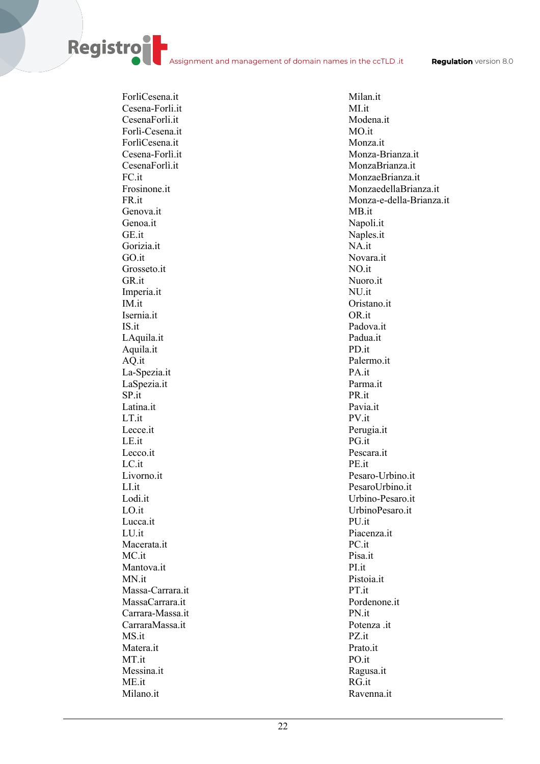ForliCesena.it
Cesena-Forli.it
CesenaForli.it
Forlì-Cesena.it
ForlìCesena.it
Cesena-Forlì.it
CesenaForlì.it
FC.it
Frosinone.it
FR.it
Genova.it
Genoa.it
GE.it
Gorizia.it
GO.it
Grosseto.it
GR.it
Imperia.it
IM.it
Isernia.it
IS.it
LAquila.it
Aquila.it
AQ.it
La-Spezia.it
LaSpezia.it
SP.it
Latina.it
LT.it
Lecce.it
LE.it
Lecco.it
LC.it
Livorno.it
LI.it
Lodi.it
LO.it
Lucca.it
LU.it
Macerata.it
MC.it
Mantova.it
MN.it
Massa-Carrara.it
MassaCarrara.it
Carrara-Massa.it
CarraraMassa.it
MS.it
Matera.it
MT.it
Messina.it
ME.it
Milano.it
Milan.it
MI.it
Modena.it
MO.it
Monza.it
Monza-Brianza.it
MonzaBrianza.it
MonzaeBrianza.it
MonzaedellaBrianza.it
Monza-e-della-Brianza.it
MB.it
Napoli.it
Naples.it
NA.it
Novara.it
NO.it
Nuoro.it
NU.it
Oristano.it
OR.it
Padova.it
Padua.it
PD.it
Palermo.it
PA.it
Parma.it
PR.it
Pavia.it
PV.it
Perugia.it
PG.it
Pescara.it
PE.it
Pesaro-Urbino.it
PesaroUrbino.it
Urbino-Pesaro.it
UrbinoPesaro.it
PU.it
Piacenza.it
PC.it
Pisa.it
PI.it
Pistoia.it
PT.it
Pordenone.it
PN.it
Potenza .it
PZ.it
Prato.it
PO.it
Ragusa.it
RG.it
Ravenna.it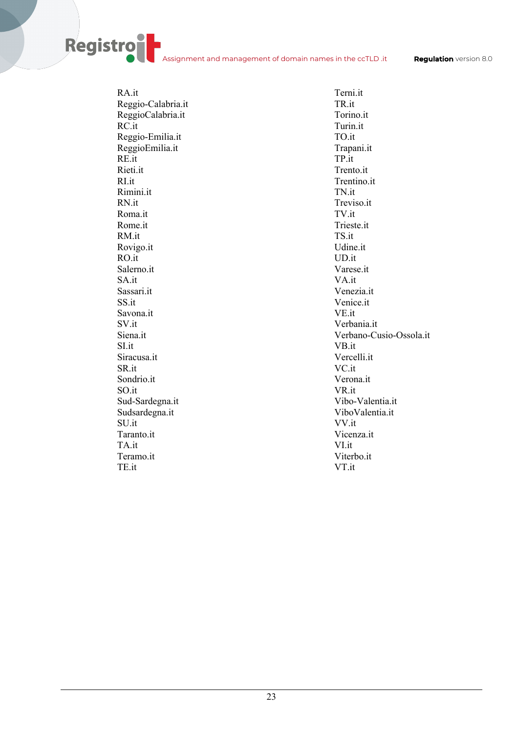RA.it
Reggio-Calabria.it
ReggioCalabria.it
RC.it
Reggio-Emilia.it
ReggioEmilia.it
RE.it
Rieti.it
RI.it
Rimini.it
RN.it
Roma.it
Rome.it
RM.it
Rovigo.it
RO.it
Salerno.it
SA.it
Sassari.it
SS.it
Savona.it
SV.it
Siena.it
SI.it
Siracusa.it
SR.it
Sondrio.it
SO.it
Sud-Sardegna.it
Sudsardegna.it
SU.it
Taranto.it
TA.it
Teramo.it
TE.it
Terni.it
TR.it
Torino.it
Turin.it
TO.it
Trapani.it
TP.it
Trento.it
Trentino.it
TN.it
Treviso.it
TV.it
Trieste.it
TS.it
Udine.it
UD.it
Varese.it
VA.it
Venezia.it
Venice.it
VE.it
Verbania.it
Verbano-Cusio-Ossola.it
VB.it
Vercelli.it
VC.it
Verona.it
VR.it
Vibo-Valentia.it
ViboValentia.it
VV.it
Vicenza.it
VI.it
Viterbo.it
VT.it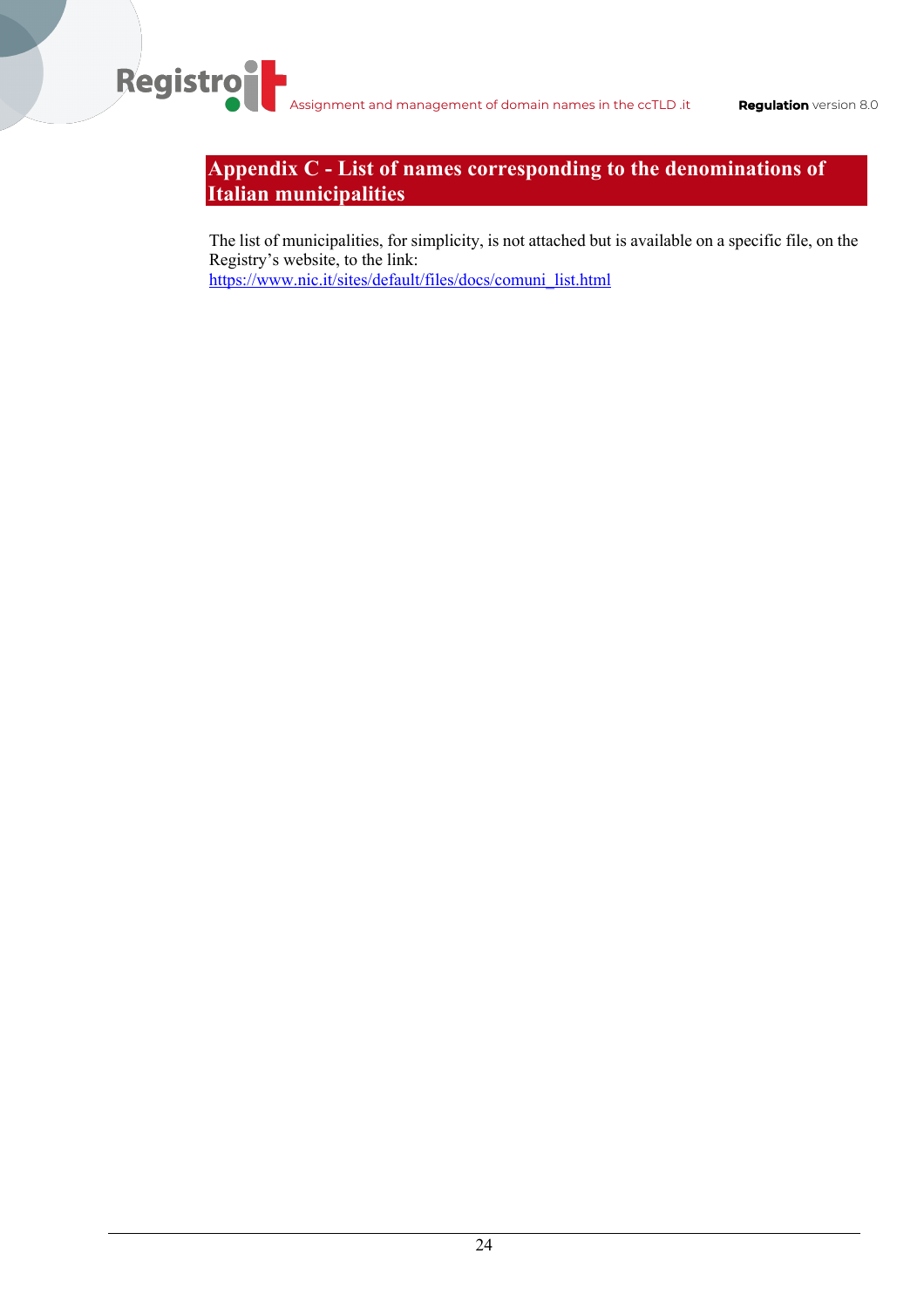# Appendix C - List of names corresponding to the denominations of Italian municipalities

The list of municipalities, for simplicity, is not attached but is available on a specific file, on the Registry's website, to the link:
https://www.nic.it/sites/default/files/docs/comuni_list.html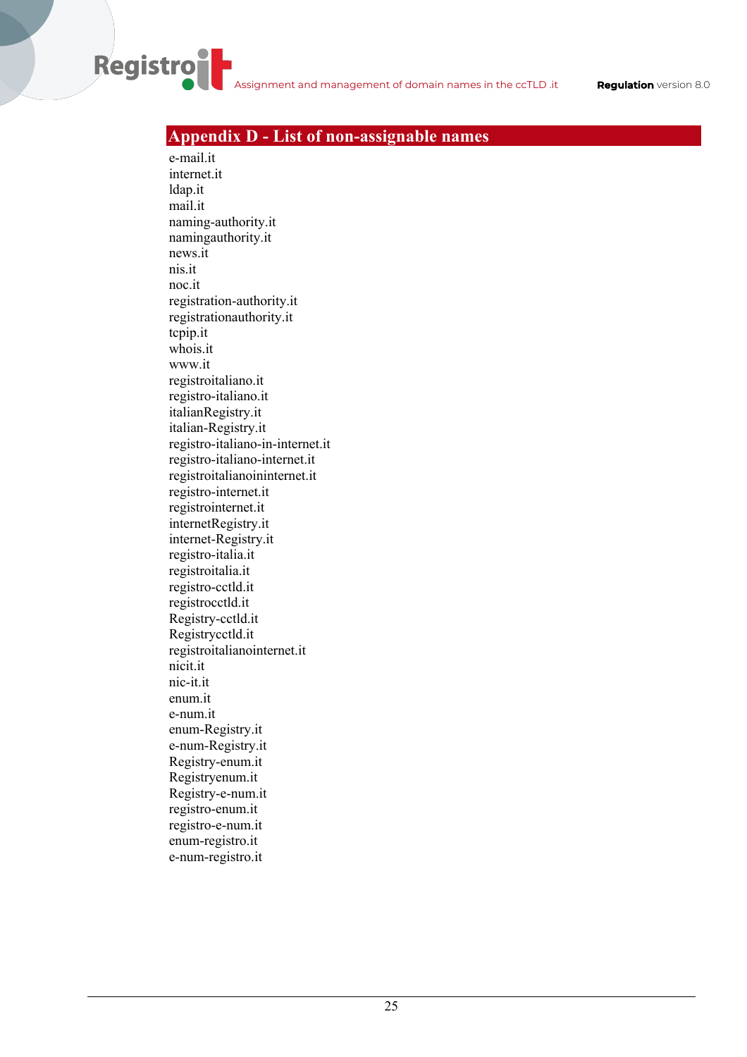# Appendix D - List of non-assignable names

e-mail.it
internet.it
ldap.it
mail.it
naming-authority.it
namingauthority.it
news.it
nis.it
noc.it
registration-authority.it
registrationauthority.it
tcpip.it
whois.it
www.it
registroitaliano.it
registro-italiano.it
italianRegistry.it
italian-Registry.it
registro-italiano-in-internet.it
registro-italiano-internet.it
registroitalianoininternet.it
registro-internet.it
registrointernet.it
internetRegistry.it
internet-Registry.it
registro-italia.it
registroitalia.it
registro-cctld.it
registrocctld.it
Registry-cctld.it
Registrycctld.it
registroitalianointernet.it
nicit.it
nic-it.it
enum.it
e-num.it
enum-Registry.it
e-num-Registry.it
Registry-enum.it
Registryenum.it
Registry-e-num.it
registro-enum.it
registro-e-num.it
enum-registro.it
e-num-registro.it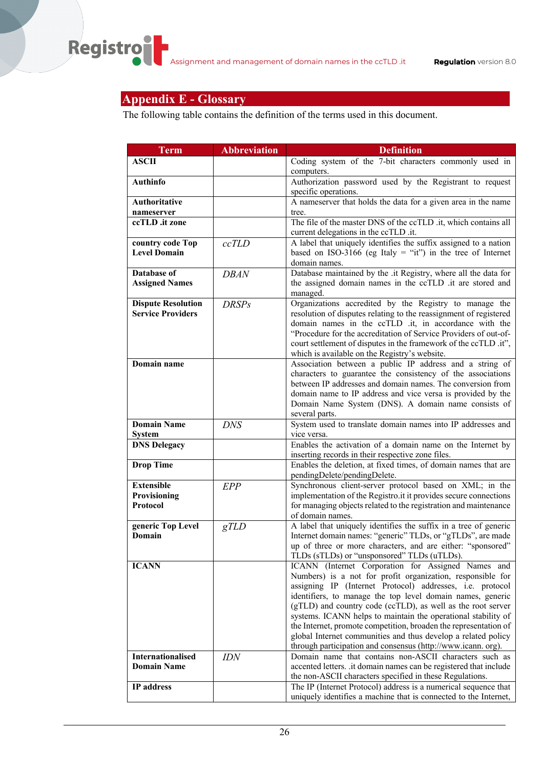## Appendix E - Glossary

The following table contains the definition of the terms used in this document.

| Term | Abbreviation | Definition |
|---|---|---|
| **ASCII** | | Coding system of the 7-bit characters commonly used in computers. |
| **Authinfo** | | Authorization password used by the Registrant to request specific operations. |
| **Authoritative nameserver** | | A nameserver that holds the data for a given area in the name tree. |
| **ccTLD .it zone** | | The file of the master DNS of the ccTLD .it, which contains all current delegations in the ccTLD .it. |
| **country code Top Level Domain** | *ccTLD* | A label that uniquely identifies the suffix assigned to a nation based on ISO-3166 (eg Italy = "it") in the tree of Internet domain names. |
| **Database of Assigned Names** | *DBAN* | Database maintained by the .it Registry, where all the data for the assigned domain names in the ccTLD .it are stored and managed. |
| **Dispute Resolution Service Providers** | *DRSPs* | Organizations accredited by the Registry to manage the resolution of disputes relating to the reassignment of registered domain names in the ccTLD .it, in accordance with the "Procedure for the accreditation of Service Providers of out-of-court settlement of disputes in the framework of the ccTLD .it", which is available on the Registry's website. |
| **Domain name** | | Association between a public IP address and a string of characters to guarantee the consistency of the associations between IP addresses and domain names. The conversion from domain name to IP address and vice versa is provided by the Domain Name System (DNS). A domain name consists of several parts. |
| **Domain Name System** | *DNS* | System used to translate domain names into IP addresses and vice versa. |
| **DNS Delegacy** | | Enables the activation of a domain name on the Internet by inserting records in their respective zone files. |
| **Drop Time** | | Enables the deletion, at fixed times, of domain names that are pendingDelete/pendingDelete. |
| **Extensible Provisioning Protocol** | *EPP* | Synchronous client-server protocol based on XML; in the implementation of the Registro.it it provides secure connections for managing objects related to the registration and maintenance of domain names. |
| **generic Top Level Domain** | *gTLD* | A label that uniquely identifies the suffix in a tree of generic Internet domain names: "generic" TLDs, or "gTLDs", are made up of three or more characters, and are either: "sponsored" TLDs (sTLDs) or "unsponsored" TLDs (uTLDs). |
| **ICANN** | | ICANN (Internet Corporation for Assigned Names and Numbers) is a not for profit organization, responsible for assigning IP (Internet Protocol) addresses, i.e. protocol identifiers, to manage the top level domain names, generic (gTLD) and country code (ccTLD), as well as the root server systems. ICANN helps to maintain the operational stability of the Internet, promote competition, broaden the representation of global Internet communities and thus develop a related policy through participation and consensus (http://www.icann. org). |
| **Internationalised Domain Name** | *IDN* | Domain name that contains non-ASCII characters such as accented letters. .it domain names can be registered that include the non-ASCII characters specified in these Regulations. |
| **IP address** | | The IP (Internet Protocol) address is a numerical sequence that uniquely identifies a machine that is connected to the Internet, |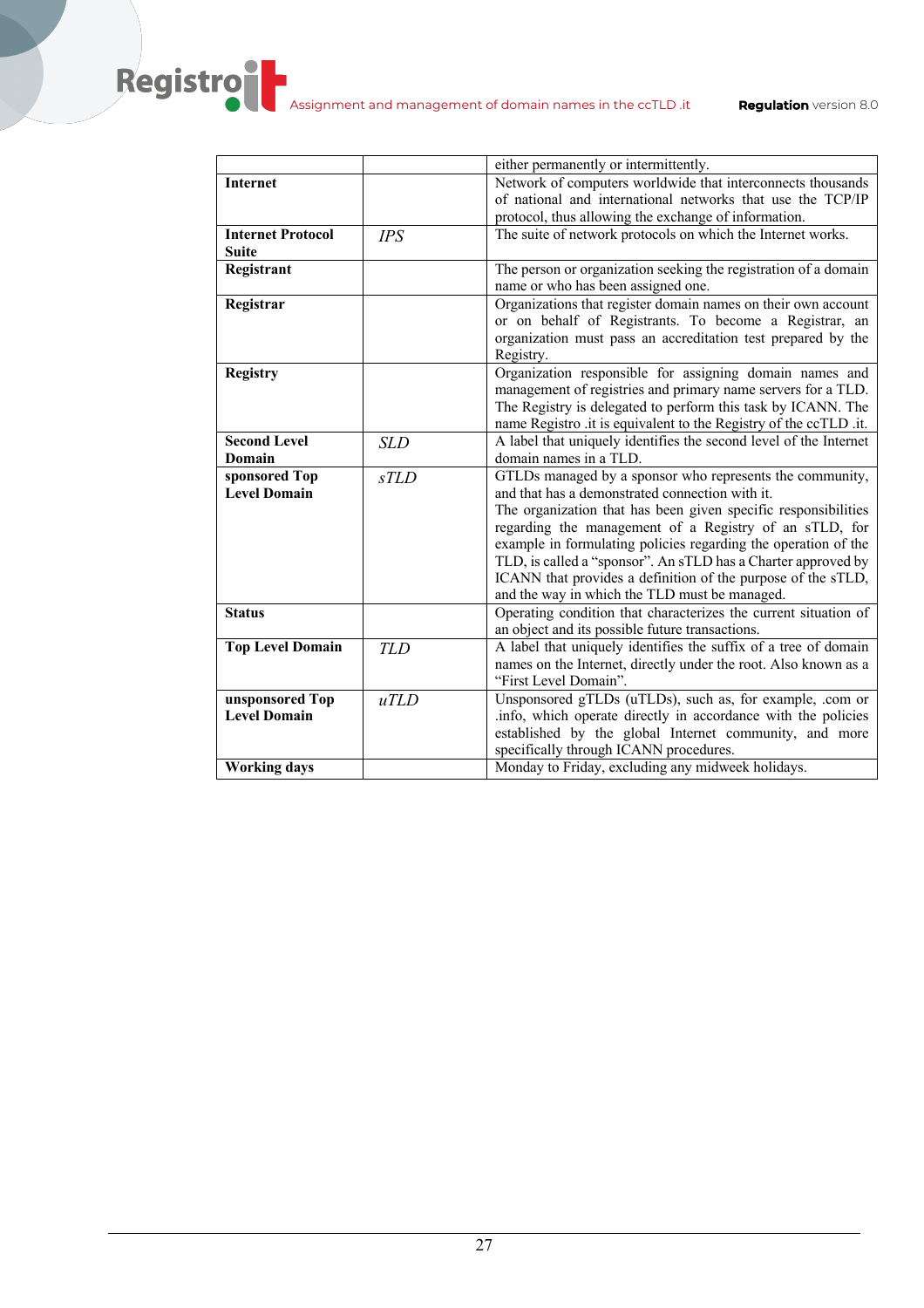| | | |
|---|---|---|
| | | either permanently or intermittently. |
| **Internet** | | Network of computers worldwide that interconnects thousands of national and international networks that use the TCP/IP protocol, thus allowing the exchange of information. |
| **Internet Protocol Suite** | *IPS* | The suite of network protocols on which the Internet works. |
| **Registrant** | | The person or organization seeking the registration of a domain name or who has been assigned one. |
| **Registrar** | | Organizations that register domain names on their own account or on behalf of Registrants. To become a Registrar, an organization must pass an accreditation test prepared by the Registry. |
| **Registry** | | Organization responsible for assigning domain names and management of registries and primary name servers for a TLD. The Registry is delegated to perform this task by ICANN. The name Registro .it is equivalent to the Registry of the ccTLD .it. |
| **Second Level Domain** | *SLD* | A label that uniquely identifies the second level of the Internet domain names in a TLD. |
| **sponsored Top Level Domain** | *sTLD* | GTLDs managed by a sponsor who represents the community, and that has a demonstrated connection with it. The organization that has been given specific responsibilities regarding the management of a Registry of an sTLD, for example in formulating policies regarding the operation of the TLD, is called a “sponsor”. An sTLD has a Charter approved by ICANN that provides a definition of the purpose of the sTLD, and the way in which the TLD must be managed. |
| **Status** | | Operating condition that characterizes the current situation of an object and its possible future transactions. |
| **Top Level Domain** | *TLD* | A label that uniquely identifies the suffix of a tree of domain names on the Internet, directly under the root. Also known as a “First Level Domain”. |
| **unsponsored Top Level Domain** | *uTLD* | Unsponsored gTLDs (uTLDs), such as, for example, .com or .info, which operate directly in accordance with the policies established by the global Internet community, and more specifically through ICANN procedures. |
| **Working days** | | Monday to Friday, excluding any midweek holidays. |